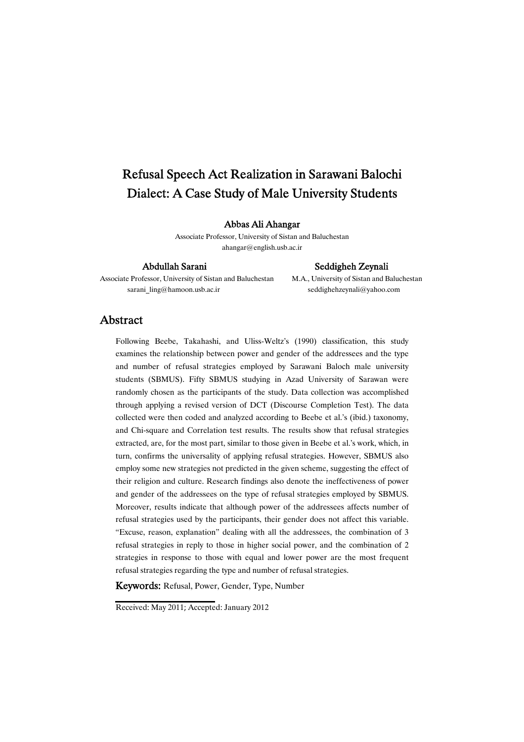# Refusal Speech Act Realization in Sarawani Balochi Dialect: A Case Study of Male University Students

**Abbas Ali Ahangar**

Associate Professor, University of Sistan and Baluchestan
ahangar@english.usb.ac.ir

**Abdullah Sarani**

Associate Professor, University of Sistan and Baluchestan
sarani_ling@hamoon.usb.ac.ir

**Seddigheh Zeynali**

M.A., University of Sistan and Baluchestan
seddighehzeynali@yahoo.com

## Abstract

Following Beebe, Takahashi, and Uliss-Weltz's (1990) classification, this study examines the relationship between power and gender of the addressees and the type and number of refusal strategies employed by Sarawani Baloch male university students (SBMUS). Fifty SBMUS studying in Azad University of Sarawan were randomly chosen as the participants of the study. Data collection was accomplished through applying a revised version of DCT (Discourse Completion Test). The data collected were then coded and analyzed according to Beebe et al.'s (ibid.) taxonomy, and Chi-square and Correlation test results. The results show that refusal strategies extracted, are, for the most part, similar to those given in Beebe et al.'s work, which, in turn, confirms the universality of applying refusal strategies. However, SBMUS also employ some new strategies not predicted in the given scheme, suggesting the effect of their religion and culture. Research findings also denote the ineffectiveness of power and gender of the addressees on the type of refusal strategies employed by SBMUS. Moreover, results indicate that although power of the addressees affects number of refusal strategies used by the participants, their gender does not affect this variable. "Excuse, reason, explanation" dealing with all the addressees, the combination of 3 refusal strategies in reply to those in higher social power, and the combination of 2 strategies in response to those with equal and lower power are the most frequent refusal strategies regarding the type and number of refusal strategies.

**Keywords:** Refusal, Power, Gender, Type, Number

Received: May 2011; Accepted: January 2012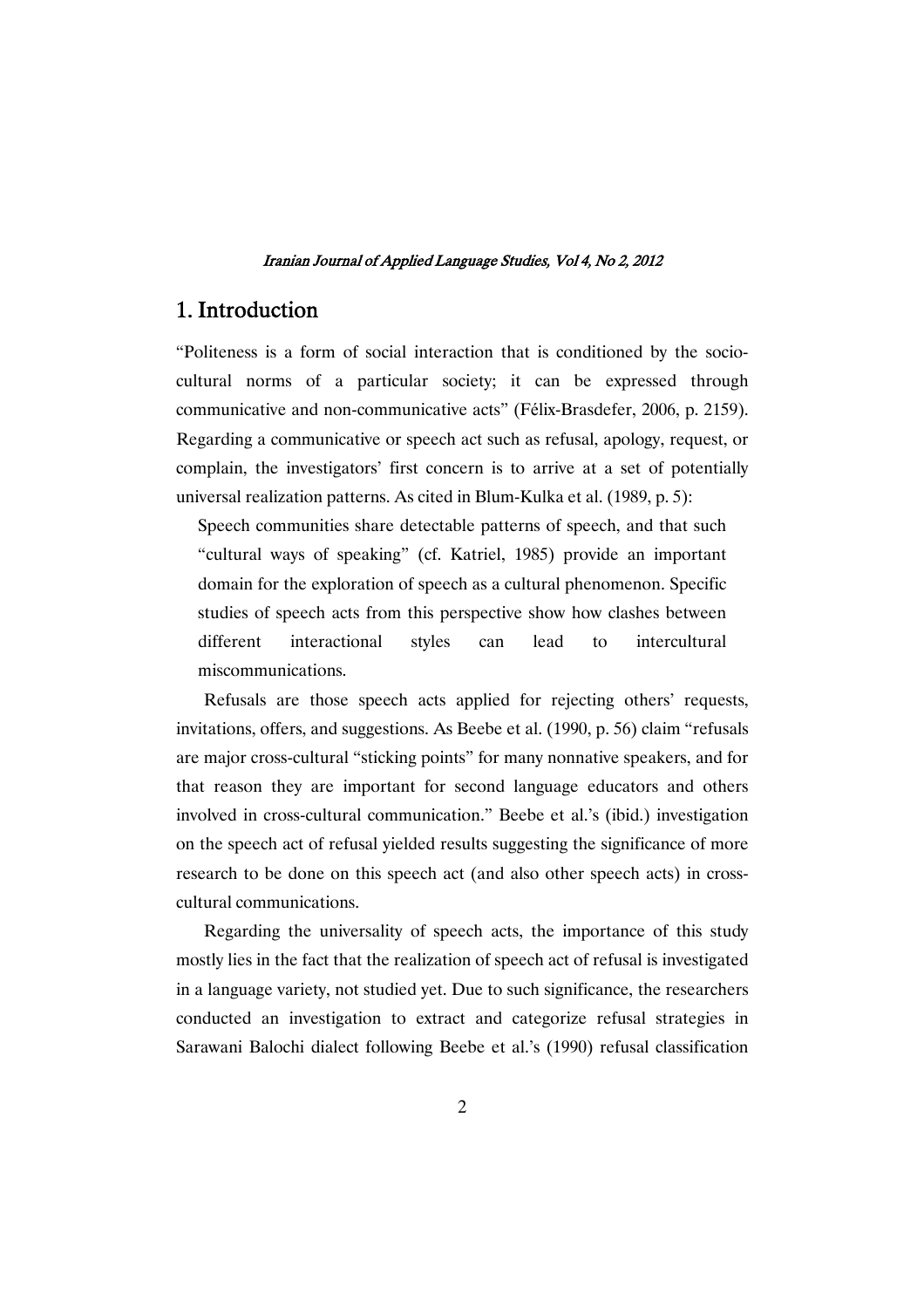## 1. Introduction

"Politeness is a form of social interaction that is conditioned by the socio-cultural norms of a particular society; it can be expressed through communicative and non-communicative acts" (Félix-Brasdefer, 2006, p. 2159). Regarding a communicative or speech act such as refusal, apology, request, or complain, the investigators' first concern is to arrive at a set of potentially universal realization patterns. As cited in Blum-Kulka et al. (1989, p. 5):

> Speech communities share detectable patterns of speech, and that such "cultural ways of speaking" (cf. Katriel, 1985) provide an important domain for the exploration of speech as a cultural phenomenon. Specific studies of speech acts from this perspective show how clashes between different interactional styles can lead to intercultural miscommunications.

Refusals are those speech acts applied for rejecting others' requests, invitations, offers, and suggestions. As Beebe et al. (1990, p. 56) claim "refusals are major cross-cultural "sticking points" for many nonnative speakers, and for that reason they are important for second language educators and others involved in cross-cultural communication." Beebe et al.'s (ibid.) investigation on the speech act of refusal yielded results suggesting the significance of more research to be done on this speech act (and also other speech acts) in cross-cultural communications.

Regarding the universality of speech acts, the importance of this study mostly lies in the fact that the realization of speech act of refusal is investigated in a language variety, not studied yet. Due to such significance, the researchers conducted an investigation to extract and categorize refusal strategies in Sarawani Balochi dialect following Beebe et al.'s (1990) refusal classification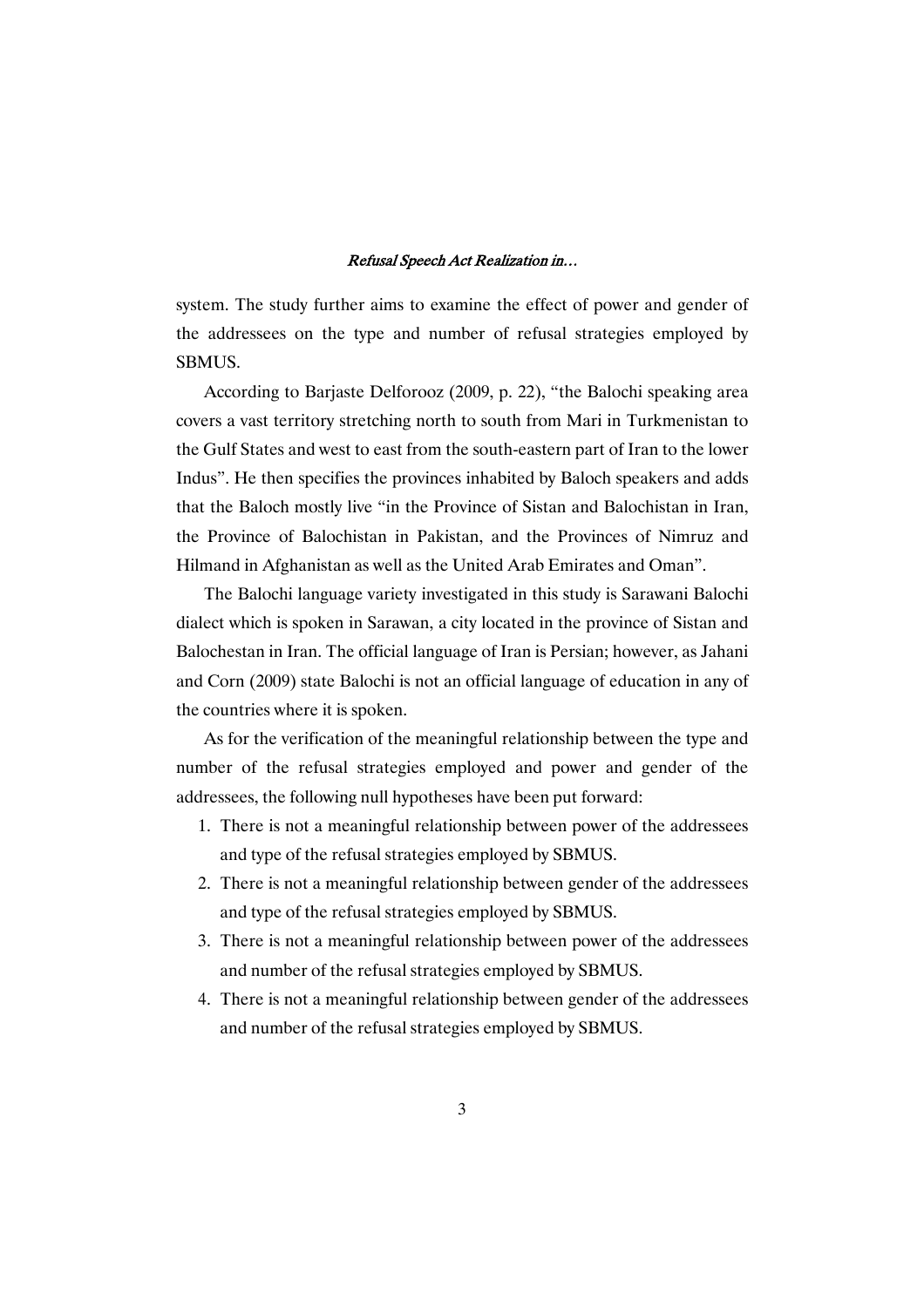system. The study further aims to examine the effect of power and gender of the addressees on the type and number of refusal strategies employed by SBMUS.

According to Barjaste Delforooz (2009, p. 22), "the Balochi speaking area covers a vast territory stretching north to south from Mari in Turkmenistan to the Gulf States and west to east from the south-eastern part of Iran to the lower Indus". He then specifies the provinces inhabited by Baloch speakers and adds that the Baloch mostly live "in the Province of Sistan and Balochistan in Iran, the Province of Balochistan in Pakistan, and the Provinces of Nimruz and Hilmand in Afghanistan as well as the United Arab Emirates and Oman".

The Balochi language variety investigated in this study is Sarawani Balochi dialect which is spoken in Sarawan, a city located in the province of Sistan and Balochestan in Iran. The official language of Iran is Persian; however, as Jahani and Corn (2009) state Balochi is not an official language of education in any of the countries where it is spoken.

As for the verification of the meaningful relationship between the type and number of the refusal strategies employed and power and gender of the addressees, the following null hypotheses have been put forward:

1. There is not a meaningful relationship between power of the addressees and type of the refusal strategies employed by SBMUS.
2. There is not a meaningful relationship between gender of the addressees and type of the refusal strategies employed by SBMUS.
3. There is not a meaningful relationship between power of the addressees and number of the refusal strategies employed by SBMUS.
4. There is not a meaningful relationship between gender of the addressees and number of the refusal strategies employed by SBMUS.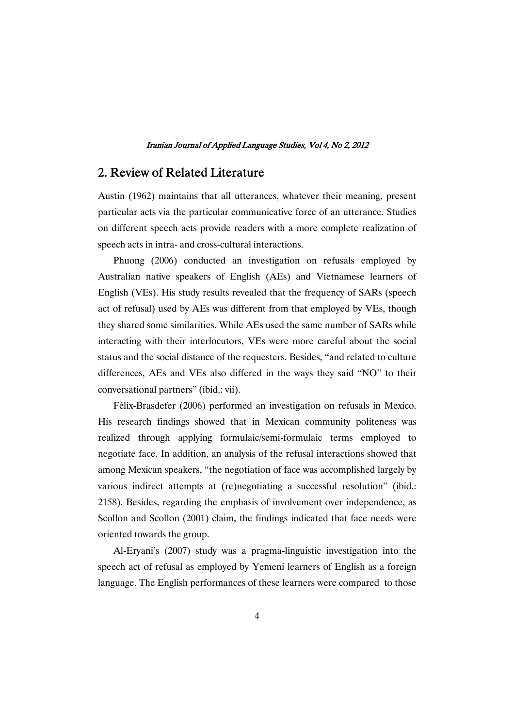## 2. Review of Related Literature

Austin (1962) maintains that all utterances, whatever their meaning, present particular acts via the particular communicative force of an utterance. Studies on different speech acts provide readers with a more complete realization of speech acts in intra- and cross-cultural interactions.

Phuong (2006) conducted an investigation on refusals employed by Australian native speakers of English (AEs) and Vietnamese learners of English (VEs). His study results revealed that the frequency of SARs (speech act of refusal) used by AEs was different from that employed by VEs, though they shared some similarities. While AEs used the same number of SARs while interacting with their interlocutors, VEs were more careful about the social status and the social distance of the requesters. Besides, "and related to culture differences, AEs and VEs also differed in the ways they said "NO" to their conversational partners" (ibid.: vii).

Félix-Brasdefer (2006) performed an investigation on refusals in Mexico. His research findings showed that in Mexican community politeness was realized through applying formulaic/semi-formulaic terms employed to negotiate face. In addition, an analysis of the refusal interactions showed that among Mexican speakers, "the negotiation of face was accomplished largely by various indirect attempts at (re)negotiating a successful resolution" (ibid.: 2158). Besides, regarding the emphasis of involvement over independence, as Scollon and Scollon (2001) claim, the findings indicated that face needs were oriented towards the group.

Al-Eryani's (2007) study was a pragma-linguistic investigation into the speech act of refusal as employed by Yemeni learners of English as a foreign language. The English performances of these learners were compared to those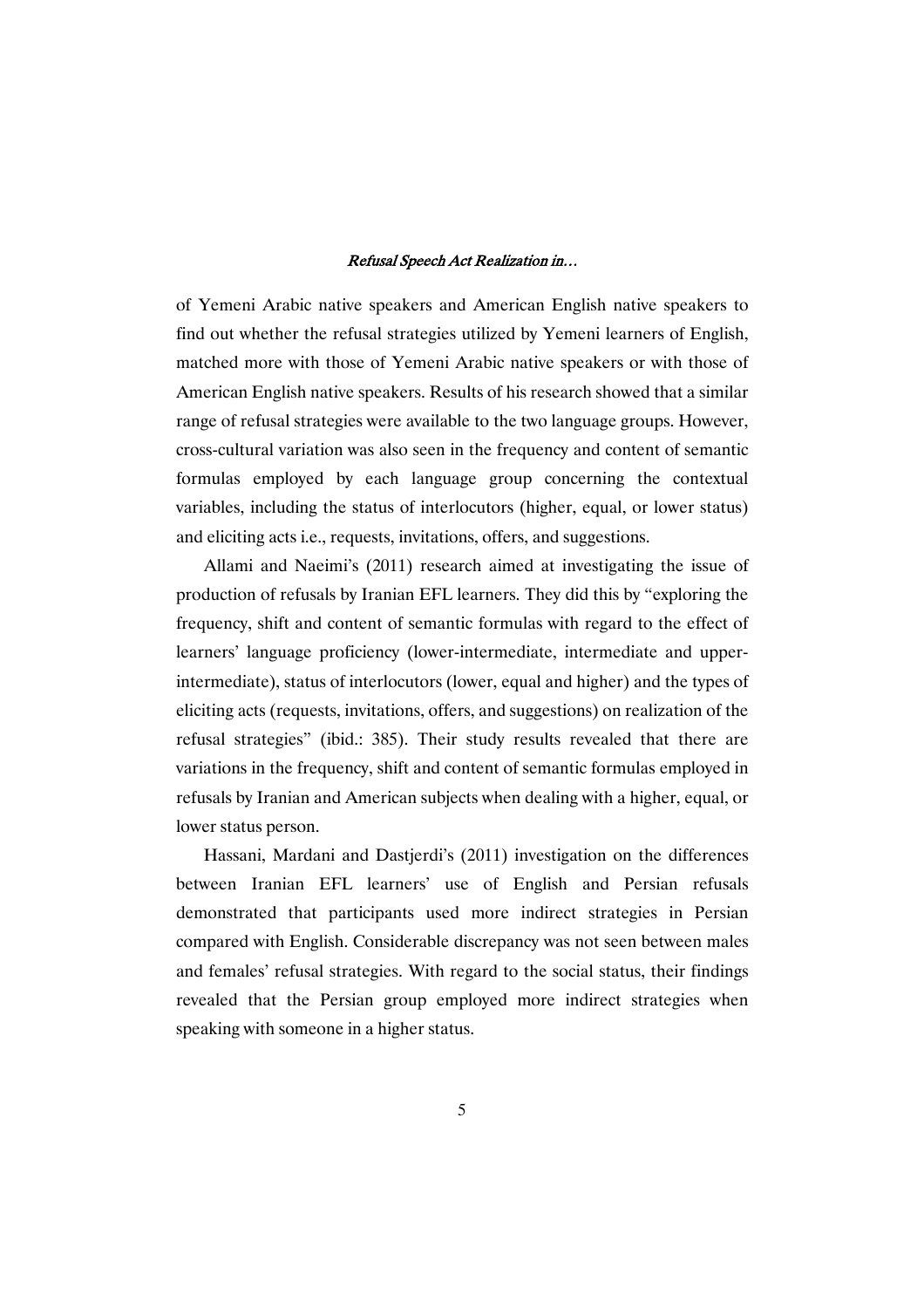of Yemeni Arabic native speakers and American English native speakers to find out whether the refusal strategies utilized by Yemeni learners of English, matched more with those of Yemeni Arabic native speakers or with those of American English native speakers. Results of his research showed that a similar range of refusal strategies were available to the two language groups. However, cross-cultural variation was also seen in the frequency and content of semantic formulas employed by each language group concerning the contextual variables, including the status of interlocutors (higher, equal, or lower status) and eliciting acts i.e., requests, invitations, offers, and suggestions.

Allami and Naeimi's (2011) research aimed at investigating the issue of production of refusals by Iranian EFL learners. They did this by "exploring the frequency, shift and content of semantic formulas with regard to the effect of learners' language proficiency (lower-intermediate, intermediate and upper-intermediate), status of interlocutors (lower, equal and higher) and the types of eliciting acts (requests, invitations, offers, and suggestions) on realization of the refusal strategies" (ibid.: 385). Their study results revealed that there are variations in the frequency, shift and content of semantic formulas employed in refusals by Iranian and American subjects when dealing with a higher, equal, or lower status person.

Hassani, Mardani and Dastjerdi's (2011) investigation on the differences between Iranian EFL learners' use of English and Persian refusals demonstrated that participants used more indirect strategies in Persian compared with English. Considerable discrepancy was not seen between males and females' refusal strategies. With regard to the social status, their findings revealed that the Persian group employed more indirect strategies when speaking with someone in a higher status.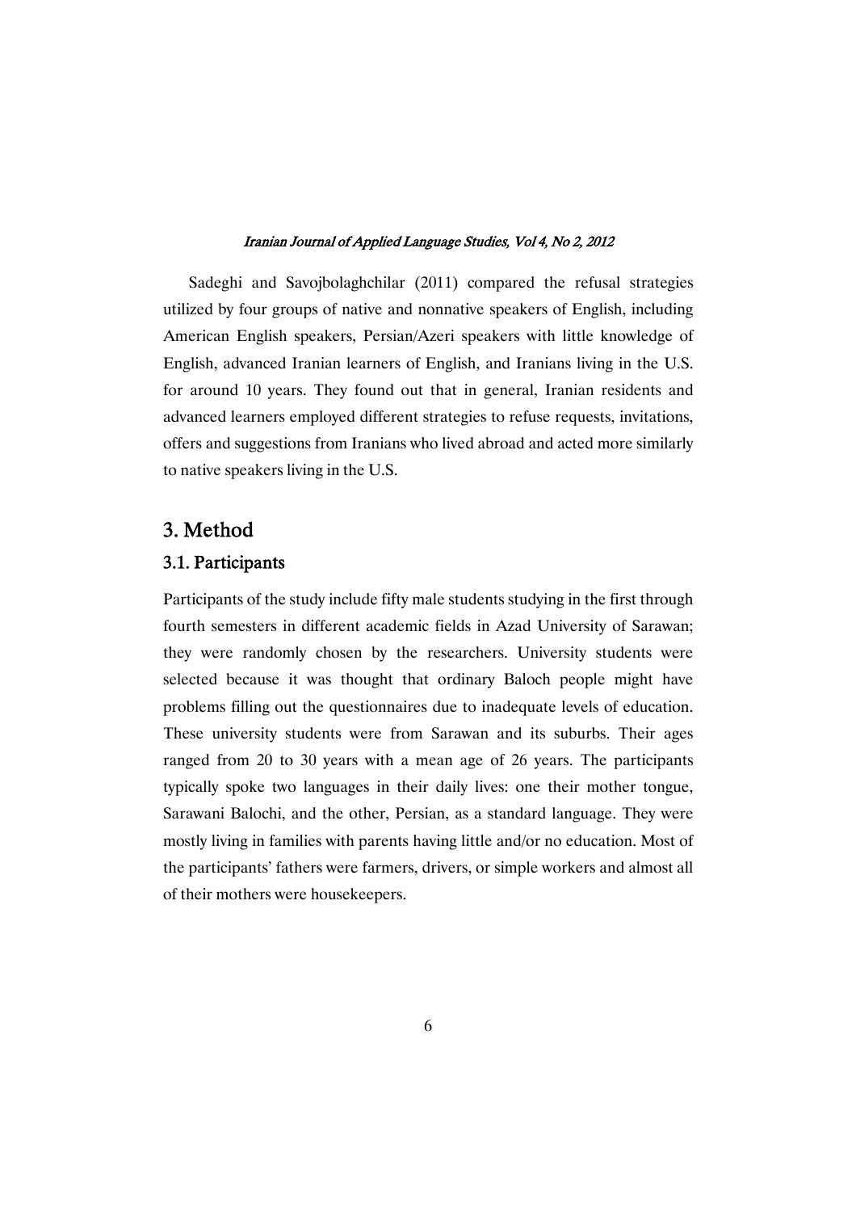Sadeghi and Savojbolaghchilar (2011) compared the refusal strategies utilized by four groups of native and nonnative speakers of English, including American English speakers, Persian/Azeri speakers with little knowledge of English, advanced Iranian learners of English, and Iranians living in the U.S. for around 10 years. They found out that in general, Iranian residents and advanced learners employed different strategies to refuse requests, invitations, offers and suggestions from Iranians who lived abroad and acted more similarly to native speakers living in the U.S.

## 3. Method

### 3.1. Participants

Participants of the study include fifty male students studying in the first through fourth semesters in different academic fields in Azad University of Sarawan; they were randomly chosen by the researchers. University students were selected because it was thought that ordinary Baloch people might have problems filling out the questionnaires due to inadequate levels of education. These university students were from Sarawan and its suburbs. Their ages ranged from 20 to 30 years with a mean age of 26 years. The participants typically spoke two languages in their daily lives: one their mother tongue, Sarawani Balochi, and the other, Persian, as a standard language. They were mostly living in families with parents having little and/or no education. Most of the participants' fathers were farmers, drivers, or simple workers and almost all of their mothers were housekeepers.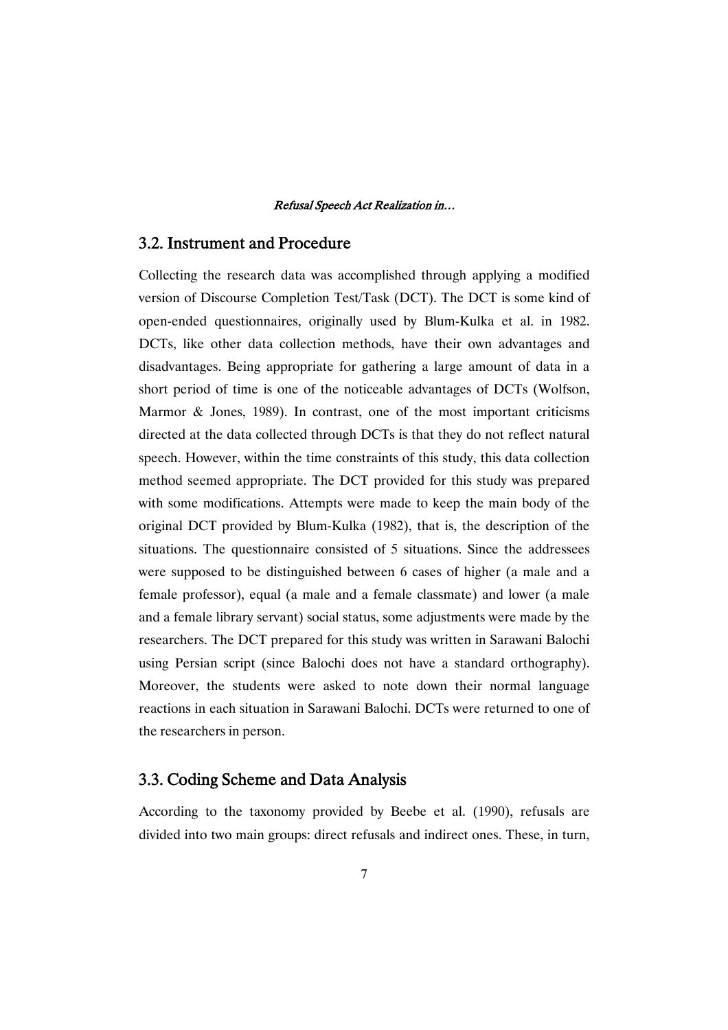## 3.2. Instrument and Procedure

Collecting the research data was accomplished through applying a modified version of Discourse Completion Test/Task (DCT). The DCT is some kind of open-ended questionnaires, originally used by Blum-Kulka et al. in 1982. DCTs, like other data collection methods, have their own advantages and disadvantages. Being appropriate for gathering a large amount of data in a short period of time is one of the noticeable advantages of DCTs (Wolfson, Marmor & Jones, 1989). In contrast, one of the most important criticisms directed at the data collected through DCTs is that they do not reflect natural speech. However, within the time constraints of this study, this data collection method seemed appropriate. The DCT provided for this study was prepared with some modifications. Attempts were made to keep the main body of the original DCT provided by Blum-Kulka (1982), that is, the description of the situations. The questionnaire consisted of 5 situations. Since the addressees were supposed to be distinguished between 6 cases of higher (a male and a female professor), equal (a male and a female classmate) and lower (a male and a female library servant) social status, some adjustments were made by the researchers. The DCT prepared for this study was written in Sarawani Balochi using Persian script (since Balochi does not have a standard orthography). Moreover, the students were asked to note down their normal language reactions in each situation in Sarawani Balochi. DCTs were returned to one of the researchers in person.

## 3.3. Coding Scheme and Data Analysis

According to the taxonomy provided by Beebe et al. (1990), refusals are divided into two main groups: direct refusals and indirect ones. These, in turn,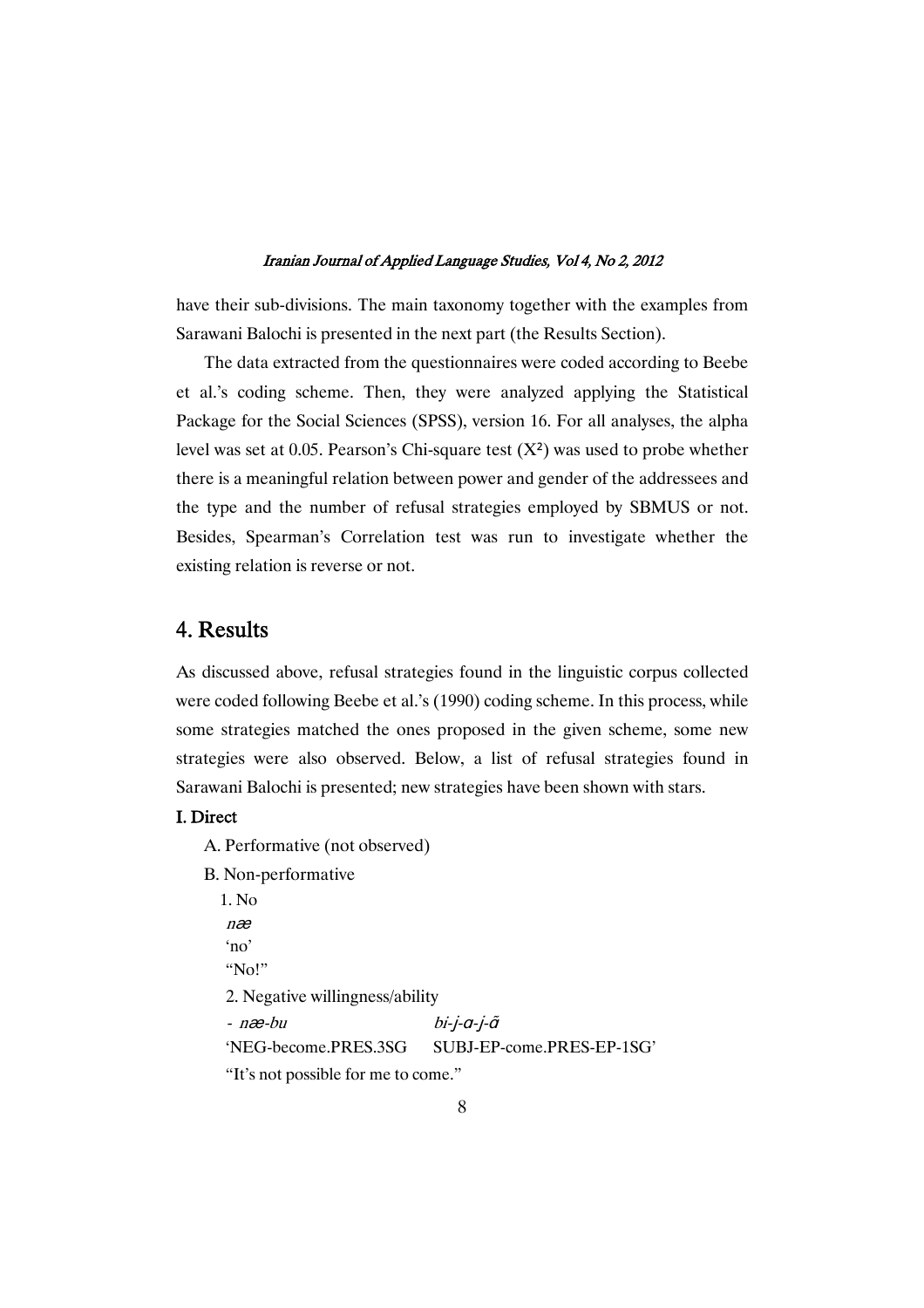have their sub-divisions. The main taxonomy together with the examples from Sarawani Balochi is presented in the next part (the Results Section).

The data extracted from the questionnaires were coded according to Beebe et al.'s coding scheme. Then, they were analyzed applying the Statistical Package for the Social Sciences (SPSS), version 16. For all analyses, the alpha level was set at 0.05. Pearson's Chi-square test ($X^2$) was used to probe whether there is a meaningful relation between power and gender of the addressees and the type and the number of refusal strategies employed by SBMUS or not. Besides, Spearman's Correlation test was run to investigate whether the existing relation is reverse or not.

## 4. Results

As discussed above, refusal strategies found in the linguistic corpus collected were coded following Beebe et al.'s (1990) coding scheme. In this process, while some strategies matched the ones proposed in the given scheme, some new strategies were also observed. Below, a list of refusal strategies found in Sarawani Balochi is presented; new strategies have been shown with stars.

**I. Direct**

A. Performative (not observed)

B. Non-performative

1. No

*næ*
'no'
"No!"

2. Negative willingness/ability

- *næ-bu* *bi-j-ɑ-j-ɑ̃*
'NEG-become.PRES.3SG SUBJ-EP-come.PRES-EP-1SG'
"It's not possible for me to come."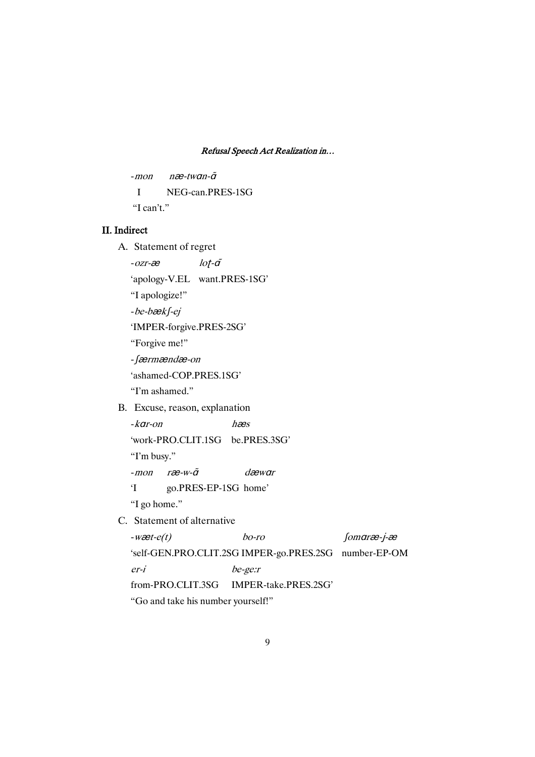-*mon* *næ-twɑn-ɑ̃*

I NEG-can.PRES-1SG

"I can't."

## II. Indirect

A. Statement of regret

-*ozr-æ* *loʈ-ɑ̃*

'apology-V.EL want.PRES-1SG'

"I apologize!"

-*be-bækʃ-ej*

'IMPER-forgive.PRES-2SG'

"Forgive me!"

-*ʃærmændæ-on*

'ashamed-COP.PRES.1SG'

"I'm ashamed."

B. Excuse, reason, explanation

-*kɑr-on* *hæs*

'work-PRO.CLIT.1SG be.PRES.3SG'

"I'm busy."

-*mon* *ræ-w-ɑ̃* *dæwɑr*

'I go.PRES-EP-1SG home'

"I go home."

C. Statement of alternative

-*wæt-e(t)* *bo-ro* *ʃomɑræ-j-æ*

'self-GEN.PRO.CLIT.2SG IMPER-go.PRES.2SG number-EP-OM

*er-i* *be-ge:r*

from-PRO.CLIT.3SG IMPER-take.PRES.2SG'

"Go and take his number yourself!"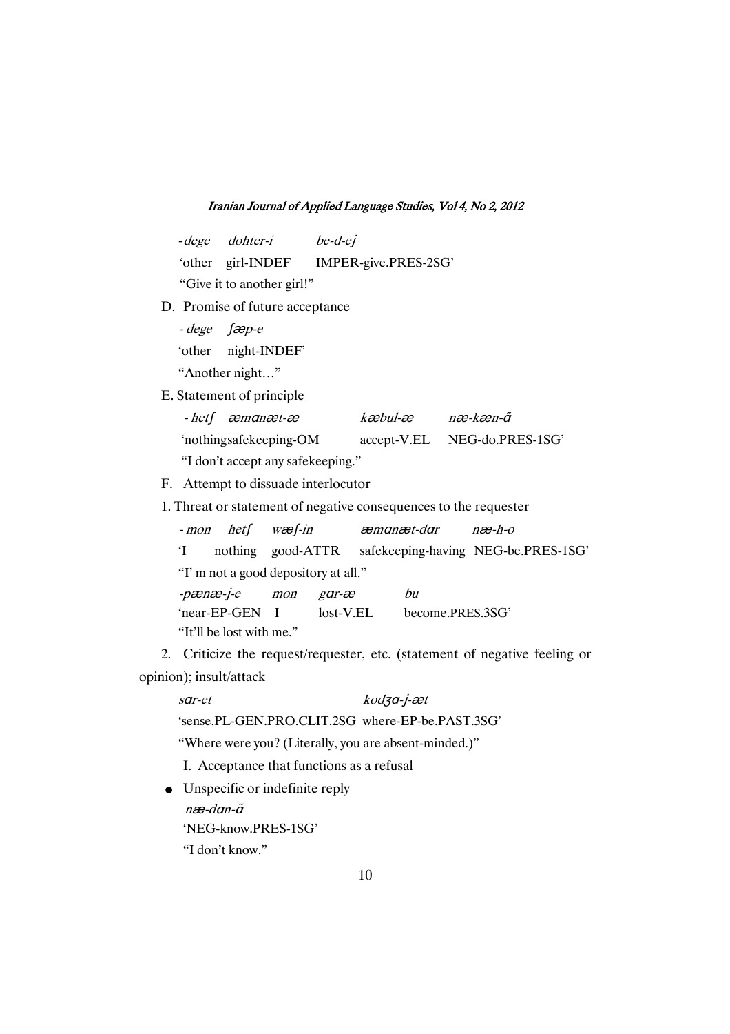-*dege dohter-i be-d-ej*

'other girl-INDEF IMPER-give.PRES-2SG'

"Give it to another girl!"

D. Promise of future acceptance

- *dege ʃæp-e*

'other night-INDEF'

"Another night…"

E. Statement of principle

- *hetʃ æmɑnæt-æ kæbul-æ næ-kæn-ɑ̃*

'nothingsafekeeping-OM accept-V.EL NEG-do.PRES-1SG'

"I don't accept any safekeeping."

F. Attempt to dissuade interlocutor

1. Threat or statement of negative consequences to the requester

- *mon hetʃ wæʃ-in æmɑnæt-dɑr næ-h-o*

'I nothing good-ATTR safekeeping-having NEG-be.PRES-1SG'

"I' m not a good depository at all."

-*pænæ-j-e mon gɑr-æ bu*

'near-EP-GEN I lost-V.EL become.PRES.3SG'

"It'll be lost with me."

2. Criticize the request/requester, etc. (statement of negative feeling or opinion); insult/attack

*sɑr-et kodʒɑ-j-æt*

'sense.PL-GEN.PRO.CLIT.2SG where-EP-be.PAST.3SG'

"Where were you? (Literally, you are absent-minded.)"

I. Acceptance that functions as a refusal

- Unspecific or indefinite reply

*næ-dɑn-ɑ̃*

'NEG-know.PRES-1SG'

"I don't know."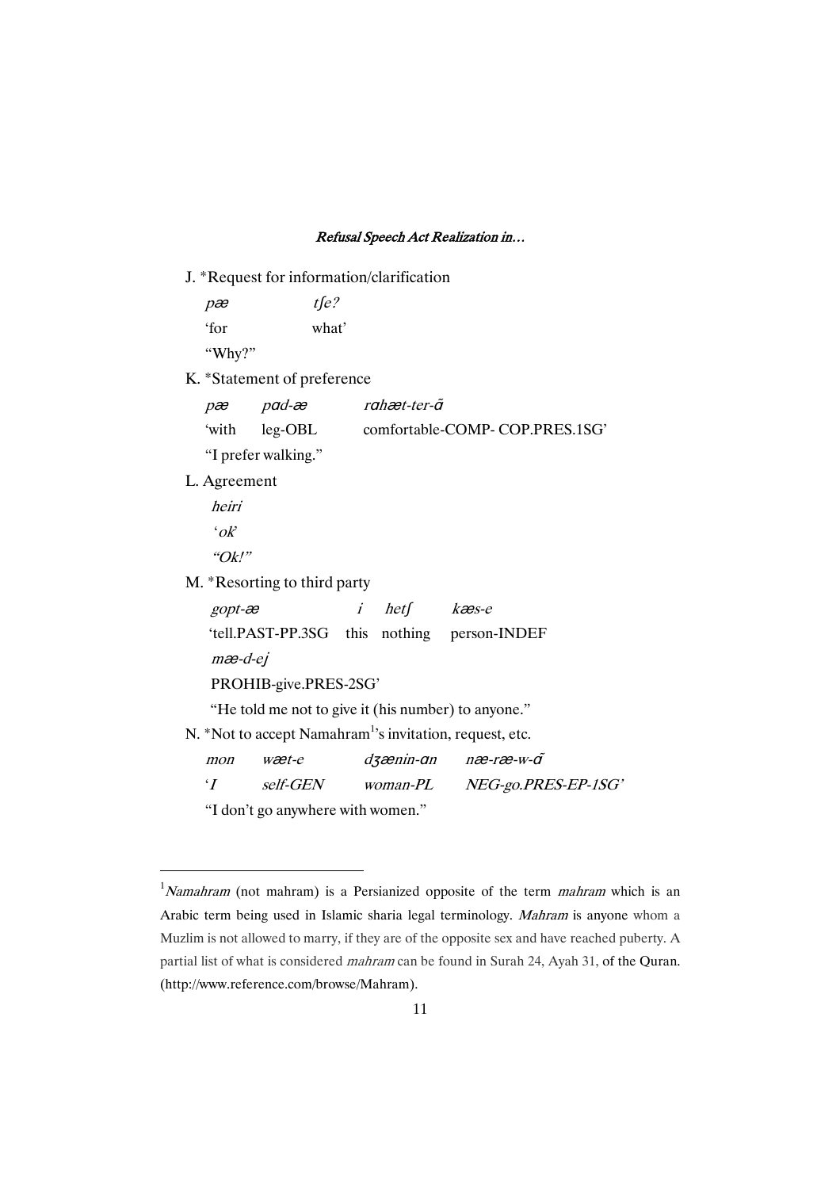J. *Request for information/clarification

*pæ* *tʃe?*
'for what'
"Why?"

K. *Statement of preference

*pæ* *pɑd-æ* *rɑhæt-ter-ɑ̃*
'with leg-OBL comfortable-COMP- COP.PRES.1SG'
"I prefer walking."

L. Agreement

*heiri*
*'ok'*
*"Ok!"*

M. *Resorting to third party

*gopt-æ* *i* *hetʃ* *kæs-e*
'tell.PAST-PP.3SG this nothing person-INDEF
*mæ-d-ej*
PROHIB-give.PRES-2SG'
"He told me not to give it (his number) to anyone."

N. *Not to accept Namahram[1]'s invitation, request, etc.

*mon* *wæt-e* *dʒænin-ɑn* *næ-ræ-w-ɑ̃*
*'I self-GEN woman-PL NEG-go.PRES-EP-1SG'*
"I don't go anywhere with women."

---

[1] *Namahram* (not mahram) is a Persianized opposite of the term *mahram* which is an Arabic term being used in Islamic sharia legal terminology. *Mahram* is anyone whom a Muzlim is not allowed to marry, if they are of the opposite sex and have reached puberty. A partial list of what is considered *mahram* can be found in Surah 24, Ayah 31, of the Quran. (http://www.reference.com/browse/Mahram).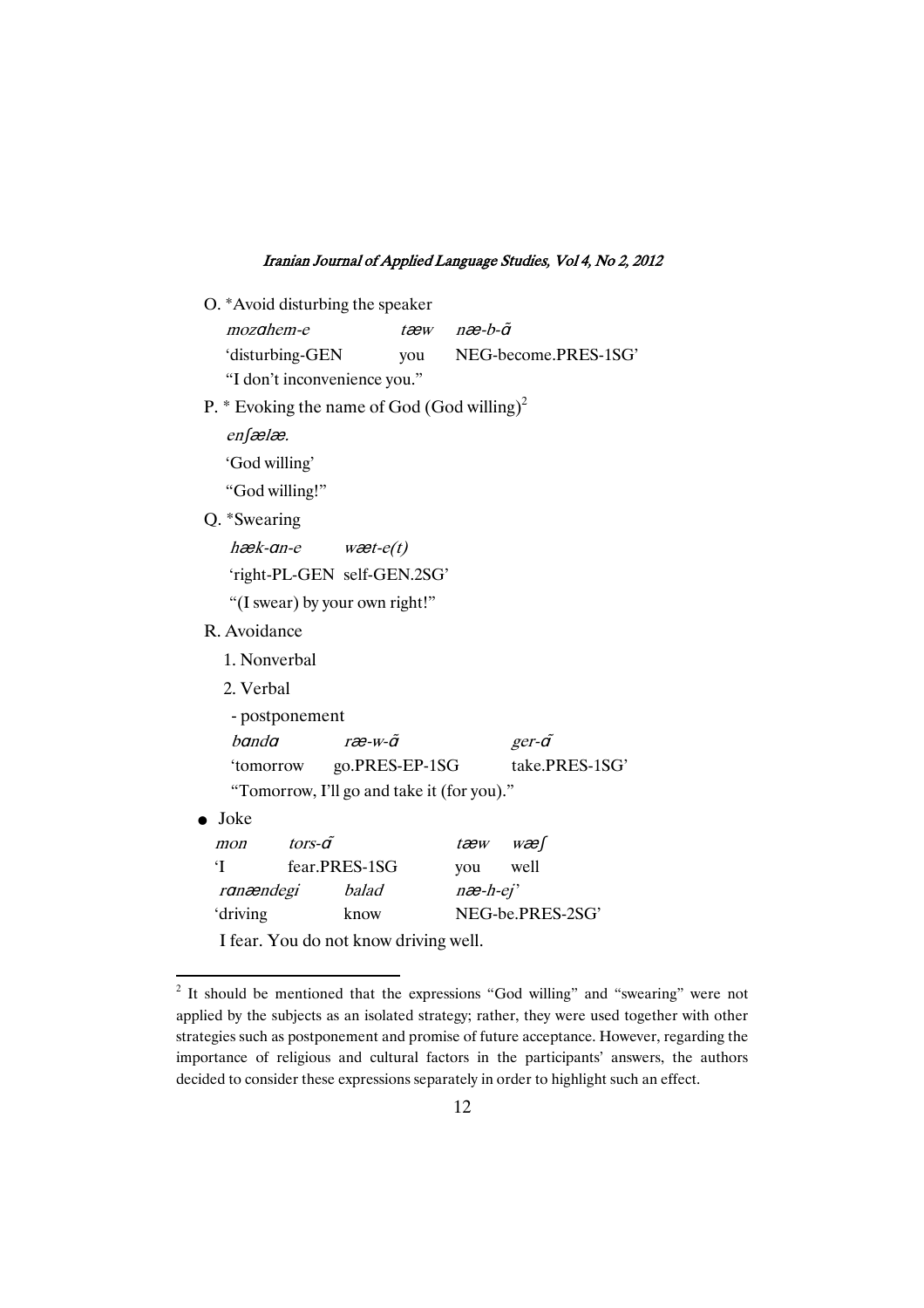O. *Avoid disturbing the speaker

*mozɑhem-e* *tæw* *næ-b-ɑ̃*

'disturbing-GEN you NEG-become.PRES-1SG'

"I don't inconvenience you."

P. * Evoking the name of God (God willing)[2]

*enʃælæ.*

'God willing'

"God willing!"

Q. *Swearing

*hæk-ɑn-e* *wæt-e(t)*

'right-PL-GEN self-GEN.2SG'

"(I swear) by your own right!"

R. Avoidance

1. Nonverbal

2. Verbal

- postponement

*bɑndɑ* *ræ-w-ɑ̃* *ger-ɑ̃*

'tomorrow go.PRES-EP-1SG take.PRES-1SG'

"Tomorrow, I'll go and take it (for you)."

- Joke

*mon* *tors-ɑ̃* *tæw* *wæʃ*

'I fear.PRES-1SG you well

*rɑnændegi* *balad* *næ-h-ej*'

'driving know NEG-be.PRES-2SG'

I fear. You do not know driving well.

---

[2] It should be mentioned that the expressions "God willing" and "swearing" were not applied by the subjects as an isolated strategy; rather, they were used together with other strategies such as postponement and promise of future acceptance. However, regarding the importance of religious and cultural factors in the participants' answers, the authors decided to consider these expressions separately in order to highlight such an effect.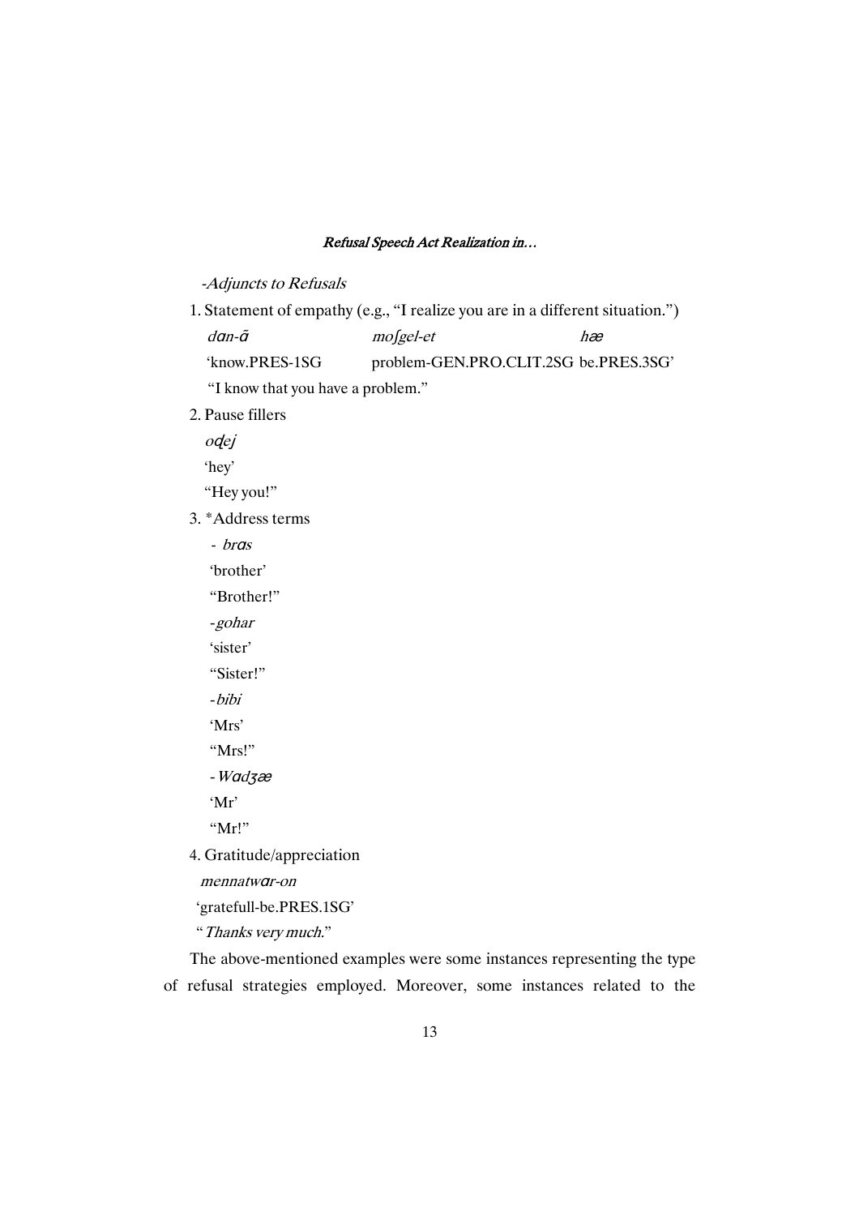*-Adjuncts to Refusals*

1. Statement of empathy (e.g., "I realize you are in a different situation.")

   *dɑn-ɑ̃* *moʃgel-et* *hæ*

   'know.PRES-1SG problem-GEN.PRO.CLIT.2SG be.PRES.3SG'

   "I know that you have a problem."

2. Pause fillers

   *oɖej*

   'hey'

   "Hey you!"

3. *Address terms

   - *brɑs*

     'brother'

     "Brother!"

   - *gohar*

     'sister'

     "Sister!"

   - *bibi*

     'Mrs'

     "Mrs!"

   - *Wɑdʒæ*

     'Mr'

     "Mr!"

4. Gratitude/appreciation

   *mennatwɑr-on*

   'gratefull-be.PRES.1SG'

   "*Thanks very much.*"

The above-mentioned examples were some instances representing the type of refusal strategies employed. Moreover, some instances related to the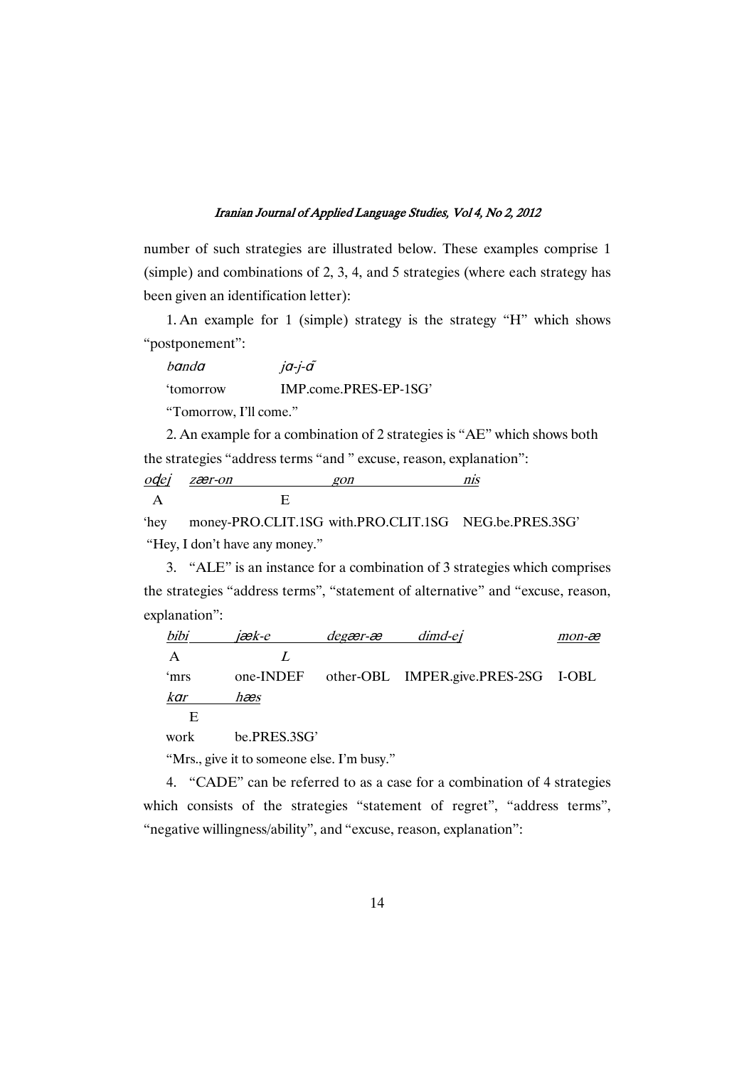number of such strategies are illustrated below. These examples comprise 1 (simple) and combinations of 2, 3, 4, and 5 strategies (where each strategy has been given an identification letter):

1. An example for 1 (simple) strategy is the strategy "H" which shows "postponement":

*bɑndɑ*            *jɑ-j-ɑ̃*

'tomorrow            IMP.come.PRES-EP-1SG'

"Tomorrow, I'll come."

2. An example for a combination of 2 strategies is "AE" which shows both the strategies "address terms "and " excuse, reason, explanation":

<u>*oɖej*</u>   <u>*zær-on*</u>            <u>*gon*</u>            <u>*nis*</u>

A            E

'hey      money-PRO.CLIT.1SG  with.PRO.CLIT.1SG    NEG.be.PRES.3SG'

"Hey, I don't have any money."

3. "ALE" is an instance for a combination of 3 strategies which comprises the strategies "address terms", "statement of alternative" and "excuse, reason, explanation":

<u>*bibi*</u>      <u>*jæk-e*</u>      <u>*degær-æ*</u>      <u>*dimd-ej*</u>            <u>*mon-æ*</u>

A            *L*

'mrs      one-INDEF      other-OBL      IMPER.give.PRES-2SG      I-OBL

<u>*kɑr*</u>      <u>*hæs*</u>

E

work      be.PRES.3SG'

"Mrs., give it to someone else. I'm busy."

4. "CADE" can be referred to as a case for a combination of 4 strategies which consists of the strategies "statement of regret", "address terms", "negative willingness/ability", and "excuse, reason, explanation":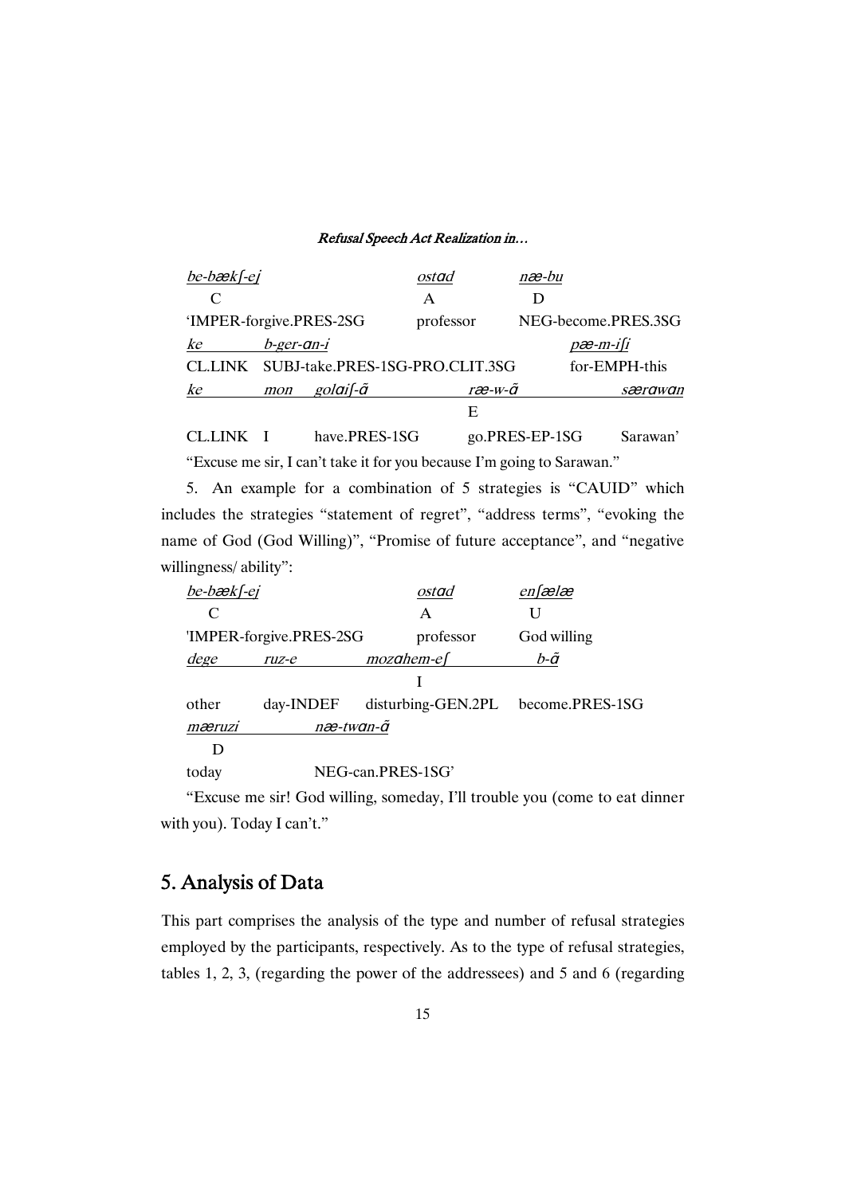| *be-bækʃ-ej* | | *ostɑd* | *næ-bu* | |
|---|---|---|---|---|
| C | | A | D | |
| 'IMPER-forgive.PRES-2SG | | professor | NEG-become.PRES.3SG | |
| *ke* | *b-ger-ɑn-i* | | *pæ-m-iʃi* | |
| CL.LINK | SUBJ-take.PRES-1SG-PRO.CLIT.3SG | | for-EMPH-this | |
| *ke* | *mon golɑiʃ-ɑ̃* | *ræ-w-ɑ̃* | | *særawɑn* |
| | | E | | |
| CL.LINK | I have.PRES-1SG | go.PRES-EP-1SG | | Sarawan' |

"Excuse me sir, I can't take it for you because I'm going to Sarawan."

5. An example for a combination of 5 strategies is "CAUID" which includes the strategies "statement of regret", "address terms", "evoking the name of God (God Willing)", "Promise of future acceptance", and "negative willingness/ ability":

| *be-bækʃ-ej* | | *ostɑd* | *enʃælæ* |
|---|---|---|---|
| C | | A | U |
| 'IMPER-forgive.PRES-2SG | | professor | God willing |
| *dege* | *ruz-e* | *mozɑhem-eʃ* | *b-ɑ̃* |
| | | I | |
| other | day-INDEF | disturbing-GEN.2PL | become.PRES-1SG |
| *mæruzi* | *næ-twɑn-ɑ̃* | | |
| D | | | |
| today | NEG-can.PRES-1SG' | | |

"Excuse me sir! God willing, someday, I'll trouble you (come to eat dinner with you). Today I can't."

## 5. Analysis of Data

This part comprises the analysis of the type and number of refusal strategies employed by the participants, respectively. As to the type of refusal strategies, tables 1, 2, 3, (regarding the power of the addressees) and 5 and 6 (regarding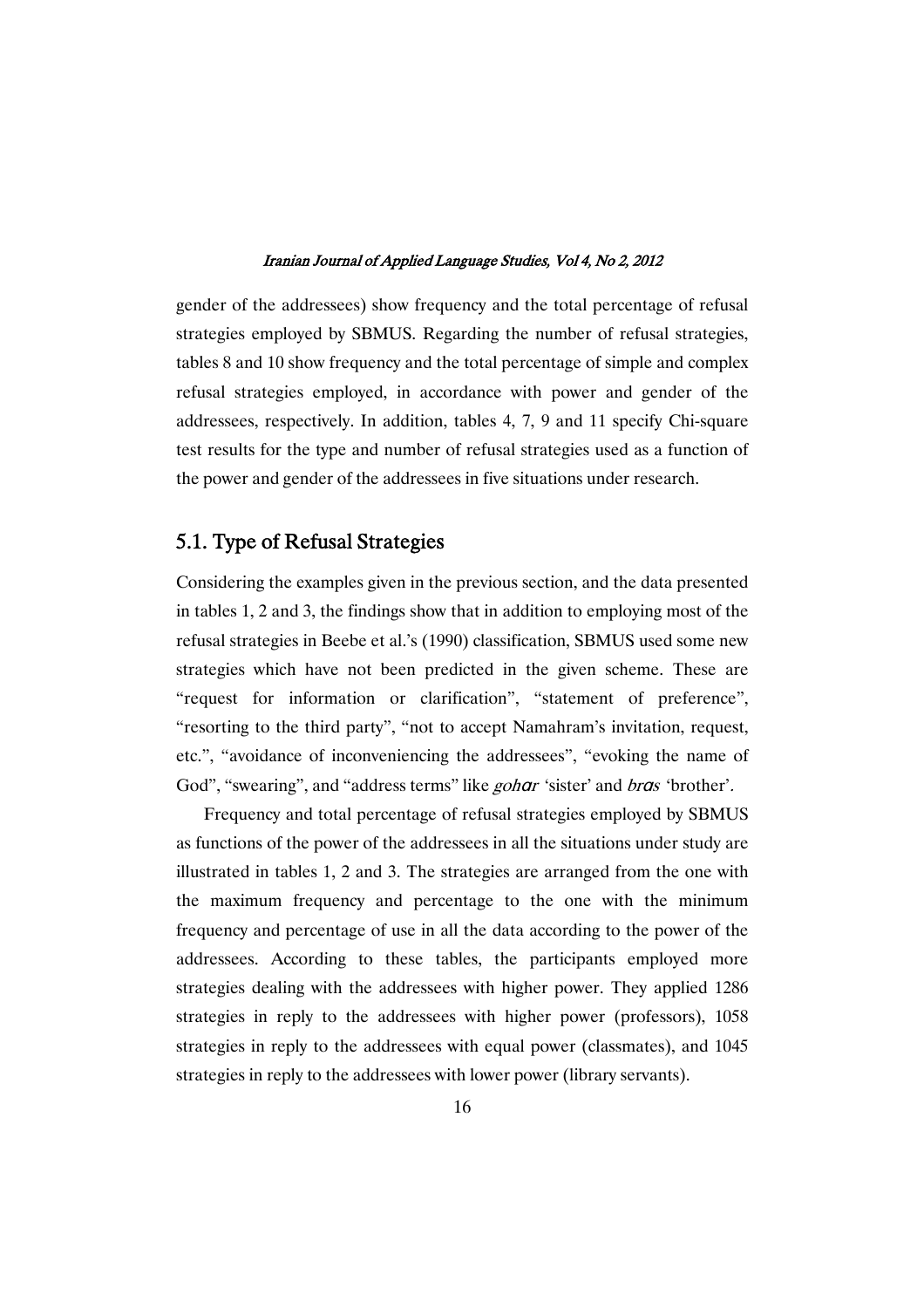gender of the addressees) show frequency and the total percentage of refusal strategies employed by SBMUS. Regarding the number of refusal strategies, tables 8 and 10 show frequency and the total percentage of simple and complex refusal strategies employed, in accordance with power and gender of the addressees, respectively. In addition, tables 4, 7, 9 and 11 specify Chi-square test results for the type and number of refusal strategies used as a function of the power and gender of the addressees in five situations under research.

## 5.1. Type of Refusal Strategies

Considering the examples given in the previous section, and the data presented in tables 1, 2 and 3, the findings show that in addition to employing most of the refusal strategies in Beebe et al.'s (1990) classification, SBMUS used some new strategies which have not been predicted in the given scheme. These are "request for information or clarification", "statement of preference", "resorting to the third party", "not to accept Namahram's invitation, request, etc.", "avoidance of inconveniencing the addressees", "evoking the name of God", "swearing", and "address terms" like *gohɑr* 'sister' and *brɑs* 'brother'.

Frequency and total percentage of refusal strategies employed by SBMUS as functions of the power of the addressees in all the situations under study are illustrated in tables 1, 2 and 3. The strategies are arranged from the one with the maximum frequency and percentage to the one with the minimum frequency and percentage of use in all the data according to the power of the addressees. According to these tables, the participants employed more strategies dealing with the addressees with higher power. They applied 1286 strategies in reply to the addressees with higher power (professors), 1058 strategies in reply to the addressees with equal power (classmates), and 1045 strategies in reply to the addressees with lower power (library servants).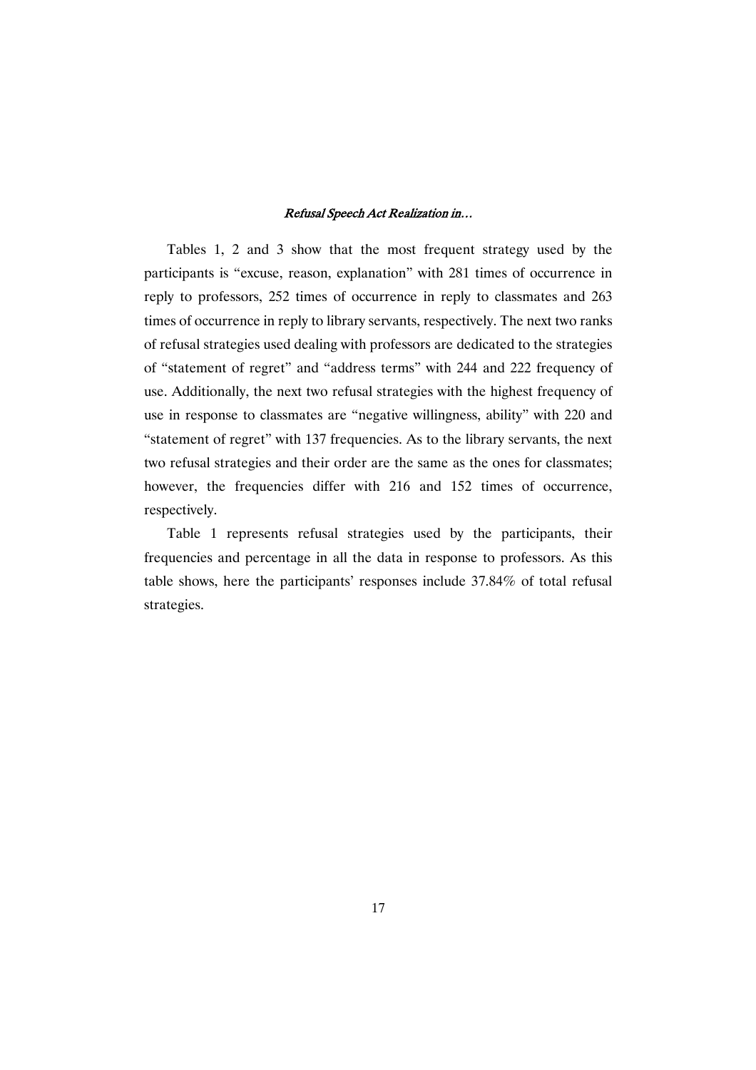Tables 1, 2 and 3 show that the most frequent strategy used by the participants is "excuse, reason, explanation" with 281 times of occurrence in reply to professors, 252 times of occurrence in reply to classmates and 263 times of occurrence in reply to library servants, respectively. The next two ranks of refusal strategies used dealing with professors are dedicated to the strategies of "statement of regret" and "address terms" with 244 and 222 frequency of use. Additionally, the next two refusal strategies with the highest frequency of use in response to classmates are "negative willingness, ability" with 220 and "statement of regret" with 137 frequencies. As to the library servants, the next two refusal strategies and their order are the same as the ones for classmates; however, the frequencies differ with 216 and 152 times of occurrence, respectively.

Table 1 represents refusal strategies used by the participants, their frequencies and percentage in all the data in response to professors. As this table shows, here the participants' responses include 37.84% of total refusal strategies.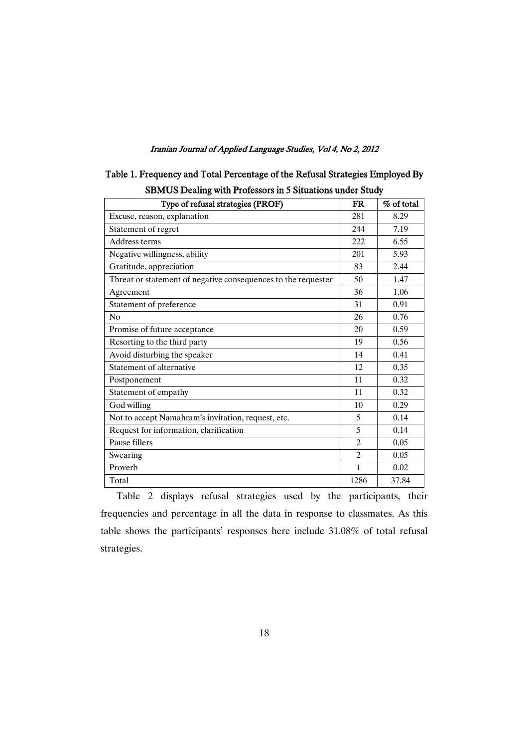Table 1. Frequency and Total Percentage of the Refusal Strategies Employed By SBMUS Dealing with Professors in 5 Situations under Study

| Type of refusal strategies (PROF) | FR | % of total |
|---|---|---|
| Excuse, reason, explanation | 281 | 8.29 |
| Statement of regret | 244 | 7.19 |
| Address terms | 222 | 6.55 |
| Negative willingness, ability | 201 | 5.93 |
| Gratitude, appreciation | 83 | 2.44 |
| Threat or statement of negative consequences to the requester | 50 | 1.47 |
| Agreement | 36 | 1.06 |
| Statement of preference | 31 | 0.91 |
| No | 26 | 0.76 |
| Promise of future acceptance | 20 | 0.59 |
| Resorting to the third party | 19 | 0.56 |
| Avoid disturbing the speaker | 14 | 0.41 |
| Statement of alternative | 12 | 0.35 |
| Postponement | 11 | 0.32 |
| Statement of empathy | 11 | 0.32 |
| God willing | 10 | 0.29 |
| Not to accept Namahram's invitation, request, etc. | 5 | 0.14 |
| Request for information, clarification | 5 | 0.14 |
| Pause fillers | 2 | 0.05 |
| Swearing | 2 | 0.05 |
| Proverb | 1 | 0.02 |
| Total | 1286 | 37.84 |

Table 2 displays refusal strategies used by the participants, their frequencies and percentage in all the data in response to classmates. As this table shows the participants' responses here include 31.08% of total refusal strategies.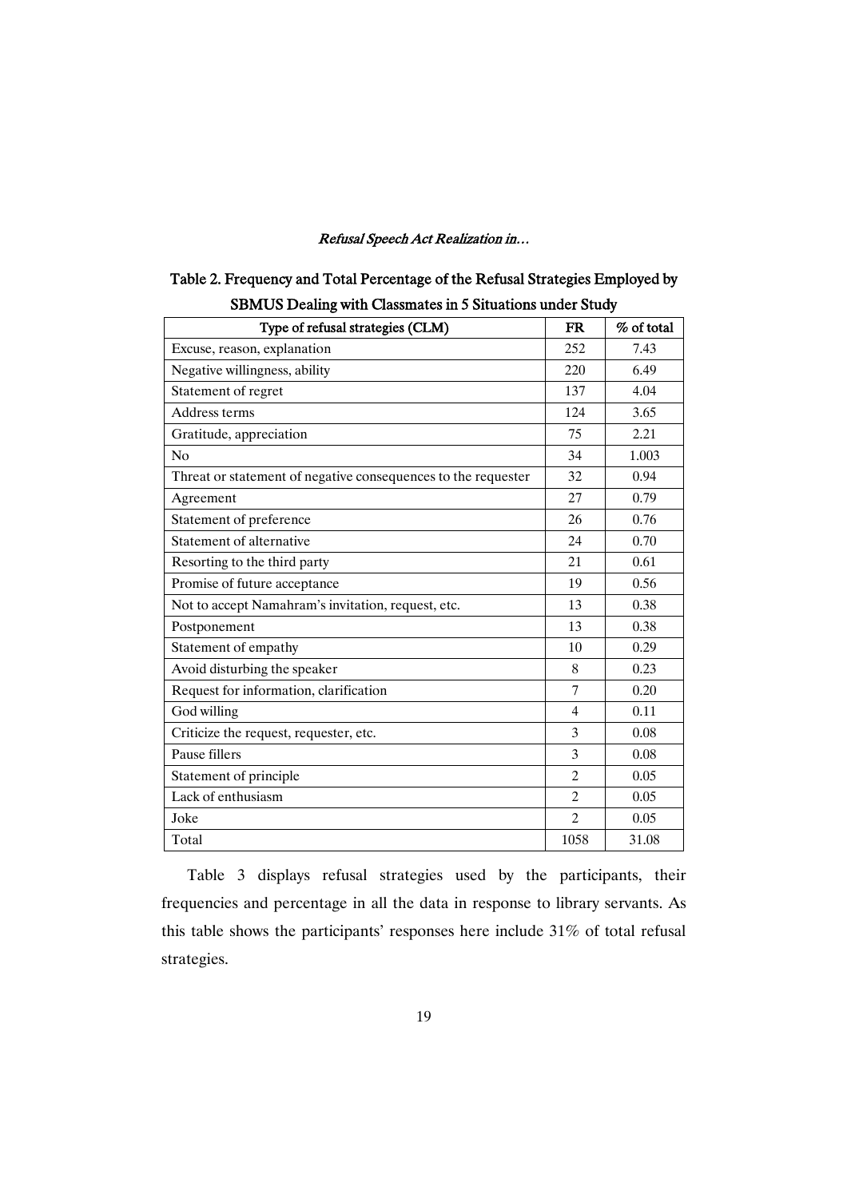**Table 2. Frequency and Total Percentage of the Refusal Strategies Employed by SBMUS Dealing with Classmates in 5 Situations under Study**

| Type of refusal strategies (CLM) | FR | % of total |
|---|---|---|
| Excuse, reason, explanation | 252 | 7.43 |
| Negative willingness, ability | 220 | 6.49 |
| Statement of regret | 137 | 4.04 |
| Address terms | 124 | 3.65 |
| Gratitude, appreciation | 75 | 2.21 |
| No | 34 | 1.003 |
| Threat or statement of negative consequences to the requester | 32 | 0.94 |
| Agreement | 27 | 0.79 |
| Statement of preference | 26 | 0.76 |
| Statement of alternative | 24 | 0.70 |
| Resorting to the third party | 21 | 0.61 |
| Promise of future acceptance | 19 | 0.56 |
| Not to accept Namahram's invitation, request, etc. | 13 | 0.38 |
| Postponement | 13 | 0.38 |
| Statement of empathy | 10 | 0.29 |
| Avoid disturbing the speaker | 8 | 0.23 |
| Request for information, clarification | 7 | 0.20 |
| God willing | 4 | 0.11 |
| Criticize the request, requester, etc. | 3 | 0.08 |
| Pause fillers | 3 | 0.08 |
| Statement of principle | 2 | 0.05 |
| Lack of enthusiasm | 2 | 0.05 |
| Joke | 2 | 0.05 |
| Total | 1058 | 31.08 |

Table 3 displays refusal strategies used by the participants, their frequencies and percentage in all the data in response to library servants. As this table shows the participants' responses here include 31% of total refusal strategies.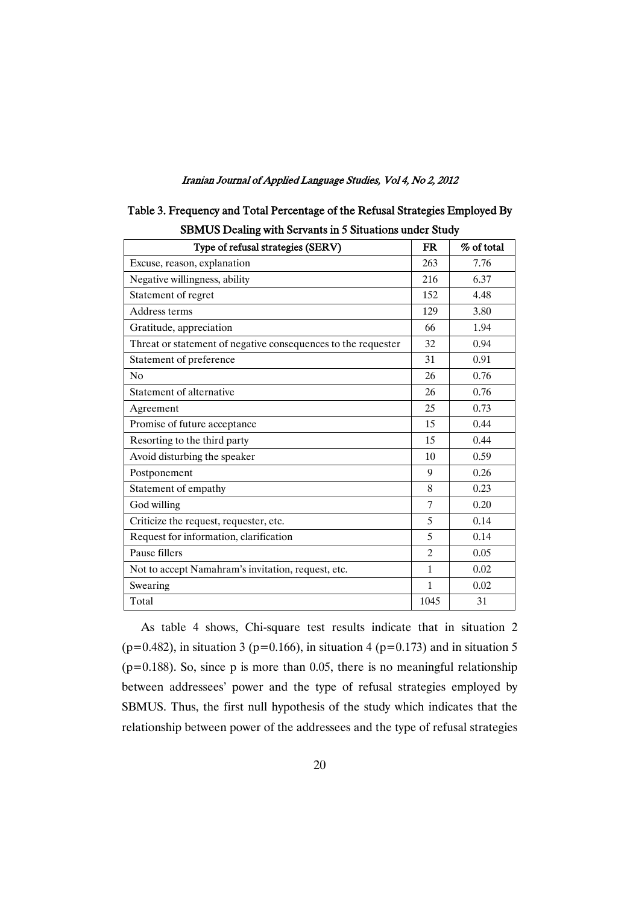Table 3. Frequency and Total Percentage of the Refusal Strategies Employed By SBMUS Dealing with Servants in 5 Situations under Study

| Type of refusal strategies (SERV) | FR | % of total |
|---|---|---|
| Excuse, reason, explanation | 263 | 7.76 |
| Negative willingness, ability | 216 | 6.37 |
| Statement of regret | 152 | 4.48 |
| Address terms | 129 | 3.80 |
| Gratitude, appreciation | 66 | 1.94 |
| Threat or statement of negative consequences to the requester | 32 | 0.94 |
| Statement of preference | 31 | 0.91 |
| No | 26 | 0.76 |
| Statement of alternative | 26 | 0.76 |
| Agreement | 25 | 0.73 |
| Promise of future acceptance | 15 | 0.44 |
| Resorting to the third party | 15 | 0.44 |
| Avoid disturbing the speaker | 10 | 0.59 |
| Postponement | 9 | 0.26 |
| Statement of empathy | 8 | 0.23 |
| God willing | 7 | 0.20 |
| Criticize the request, requester, etc. | 5 | 0.14 |
| Request for information, clarification | 5 | 0.14 |
| Pause fillers | 2 | 0.05 |
| Not to accept Namahram's invitation, request, etc. | 1 | 0.02 |
| Swearing | 1 | 0.02 |
| Total | 1045 | 31 |

As table 4 shows, Chi-square test results indicate that in situation 2 ($p=0.482$), in situation 3 ($p=0.166$), in situation 4 ($p=0.173$) and in situation 5 ($p=0.188$). So, since p is more than 0.05, there is no meaningful relationship between addressees' power and the type of refusal strategies employed by SBMUS. Thus, the first null hypothesis of the study which indicates that the relationship between power of the addressees and the type of refusal strategies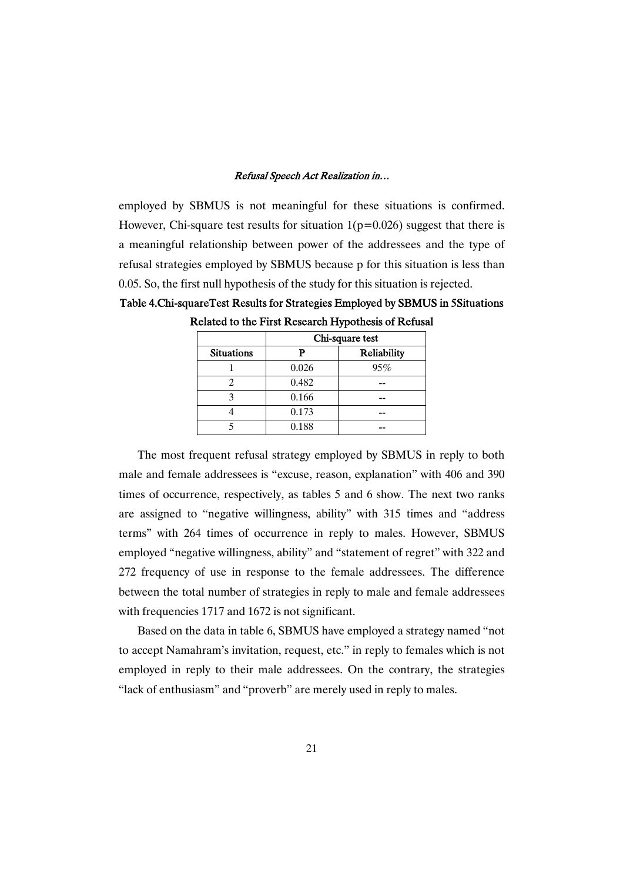employed by SBMUS is not meaningful for these situations is confirmed. However, Chi-square test results for situation 1($p=0.026$) suggest that there is a meaningful relationship between power of the addressees and the type of refusal strategies employed by SBMUS because p for this situation is less than 0.05. So, the first null hypothesis of the study for this situation is rejected.

**Table 4.Chi-squareTest Results for Strategies Employed by SBMUS in 5Situations Related to the First Research Hypothesis of Refusal**

| | Chi-square test | |
|---|---|---|
| **Situations** | **P** | **Reliability** |
| 1 | 0.026 | 95% |
| 2 | 0.482 | -- |
| 3 | 0.166 | -- |
| 4 | 0.173 | -- |
| 5 | 0.188 | -- |

The most frequent refusal strategy employed by SBMUS in reply to both male and female addressees is "excuse, reason, explanation" with 406 and 390 times of occurrence, respectively, as tables 5 and 6 show. The next two ranks are assigned to "negative willingness, ability" with 315 times and "address terms" with 264 times of occurrence in reply to males. However, SBMUS employed "negative willingness, ability" and "statement of regret" with 322 and 272 frequency of use in response to the female addressees. The difference between the total number of strategies in reply to male and female addressees with frequencies 1717 and 1672 is not significant.

Based on the data in table 6, SBMUS have employed a strategy named "not to accept Namahram's invitation, request, etc." in reply to females which is not employed in reply to their male addressees. On the contrary, the strategies "lack of enthusiasm" and "proverb" are merely used in reply to males.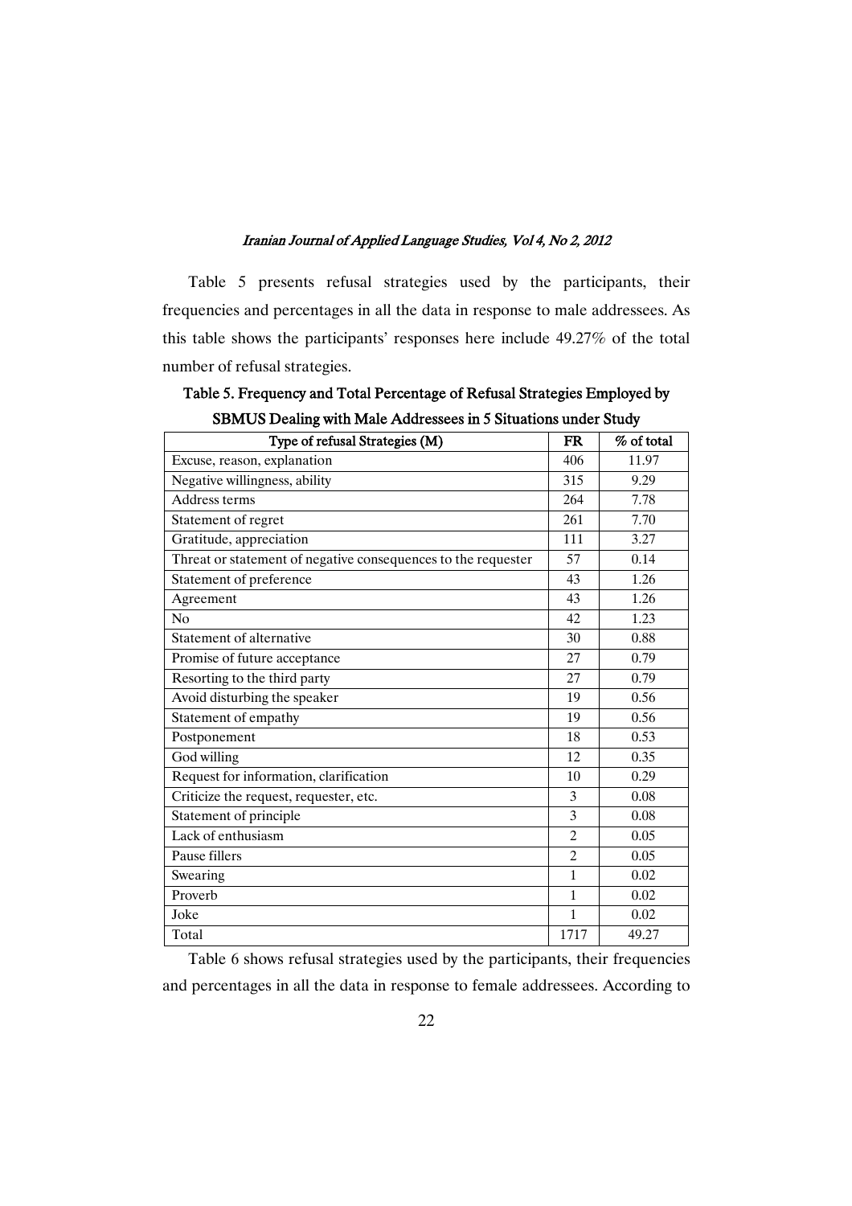Table 5 presents refusal strategies used by the participants, their frequencies and percentages in all the data in response to male addressees. As this table shows the participants' responses here include 49.27% of the total number of refusal strategies.

**Table 5. Frequency and Total Percentage of Refusal Strategies Employed by SBMUS Dealing with Male Addressees in 5 Situations under Study**

| Type of refusal Strategies (M) | FR | % of total |
|---|---|---|
| Excuse, reason, explanation | 406 | 11.97 |
| Negative willingness, ability | 315 | 9.29 |
| Address terms | 264 | 7.78 |
| Statement of regret | 261 | 7.70 |
| Gratitude, appreciation | 111 | 3.27 |
| Threat or statement of negative consequences to the requester | 57 | 0.14 |
| Statement of preference | 43 | 1.26 |
| Agreement | 43 | 1.26 |
| No | 42 | 1.23 |
| Statement of alternative | 30 | 0.88 |
| Promise of future acceptance | 27 | 0.79 |
| Resorting to the third party | 27 | 0.79 |
| Avoid disturbing the speaker | 19 | 0.56 |
| Statement of empathy | 19 | 0.56 |
| Postponement | 18 | 0.53 |
| God willing | 12 | 0.35 |
| Request for information, clarification | 10 | 0.29 |
| Criticize the request, requester, etc. | 3 | 0.08 |
| Statement of principle | 3 | 0.08 |
| Lack of enthusiasm | 2 | 0.05 |
| Pause fillers | 2 | 0.05 |
| Swearing | 1 | 0.02 |
| Proverb | 1 | 0.02 |
| Joke | 1 | 0.02 |
| Total | 1717 | 49.27 |

Table 6 shows refusal strategies used by the participants, their frequencies and percentages in all the data in response to female addressees. According to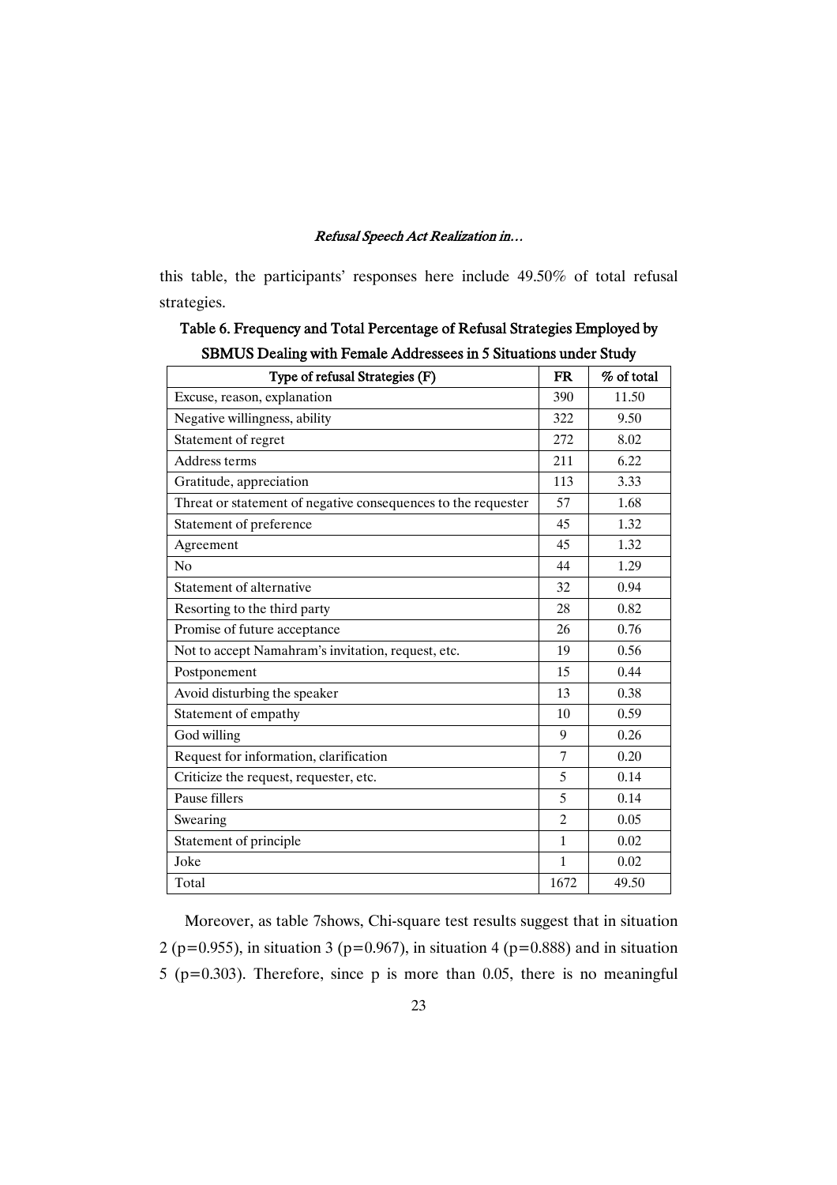this table, the participants' responses here include 49.50% of total refusal strategies.

**Table 6. Frequency and Total Percentage of Refusal Strategies Employed by SBMUS Dealing with Female Addressees in 5 Situations under Study**

| Type of refusal Strategies (F) | FR | % of total |
|---|---|---|
| Excuse, reason, explanation | 390 | 11.50 |
| Negative willingness, ability | 322 | 9.50 |
| Statement of regret | 272 | 8.02 |
| Address terms | 211 | 6.22 |
| Gratitude, appreciation | 113 | 3.33 |
| Threat or statement of negative consequences to the requester | 57 | 1.68 |
| Statement of preference | 45 | 1.32 |
| Agreement | 45 | 1.32 |
| No | 44 | 1.29 |
| Statement of alternative | 32 | 0.94 |
| Resorting to the third party | 28 | 0.82 |
| Promise of future acceptance | 26 | 0.76 |
| Not to accept Namahram's invitation, request, etc. | 19 | 0.56 |
| Postponement | 15 | 0.44 |
| Avoid disturbing the speaker | 13 | 0.38 |
| Statement of empathy | 10 | 0.59 |
| God willing | 9 | 0.26 |
| Request for information, clarification | 7 | 0.20 |
| Criticize the request, requester, etc. | 5 | 0.14 |
| Pause fillers | 5 | 0.14 |
| Swearing | 2 | 0.05 |
| Statement of principle | 1 | 0.02 |
| Joke | 1 | 0.02 |
| Total | 1672 | 49.50 |

Moreover, as table 7shows, Chi-square test results suggest that in situation 2 ($p=0.955$), in situation 3 ($p=0.967$), in situation 4 ($p=0.888$) and in situation 5 ($p=0.303$). Therefore, since p is more than 0.05, there is no meaningful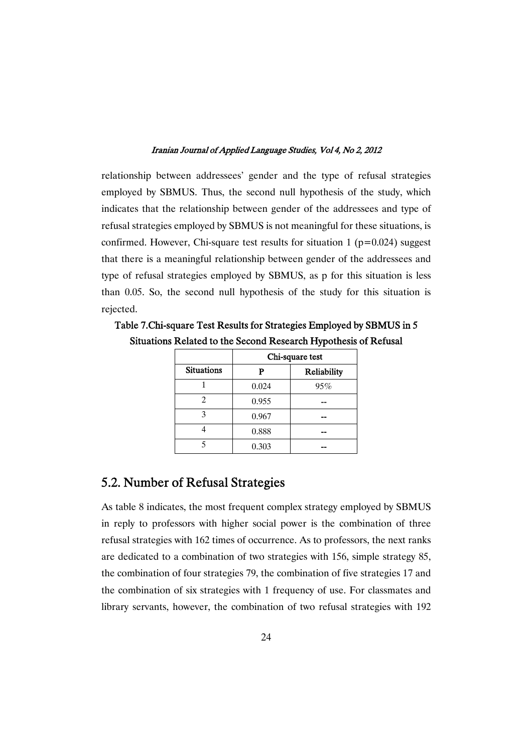relationship between addressees' gender and the type of refusal strategies employed by SBMUS. Thus, the second null hypothesis of the study, which indicates that the relationship between gender of the addressees and type of refusal strategies employed by SBMUS is not meaningful for these situations, is confirmed. However, Chi-square test results for situation 1 ($p=0.024$) suggest that there is a meaningful relationship between gender of the addressees and type of refusal strategies employed by SBMUS, as p for this situation is less than 0.05. So, the second null hypothesis of the study for this situation is rejected.

**Table 7.Chi-square Test Results for Strategies Employed by SBMUS in 5 Situations Related to the Second Research Hypothesis of Refusal**

| | Chi-square test | |
|---|---|---|
| **Situations** | **P** | **Reliability** |
| 1 | 0.024 | 95% |
| 2 | 0.955 | -- |
| 3 | 0.967 | -- |
| 4 | 0.888 | -- |
| 5 | 0.303 | -- |

## 5.2. Number of Refusal Strategies

As table 8 indicates, the most frequent complex strategy employed by SBMUS in reply to professors with higher social power is the combination of three refusal strategies with 162 times of occurrence. As to professors, the next ranks are dedicated to a combination of two strategies with 156, simple strategy 85, the combination of four strategies 79, the combination of five strategies 17 and the combination of six strategies with 1 frequency of use. For classmates and library servants, however, the combination of two refusal strategies with 192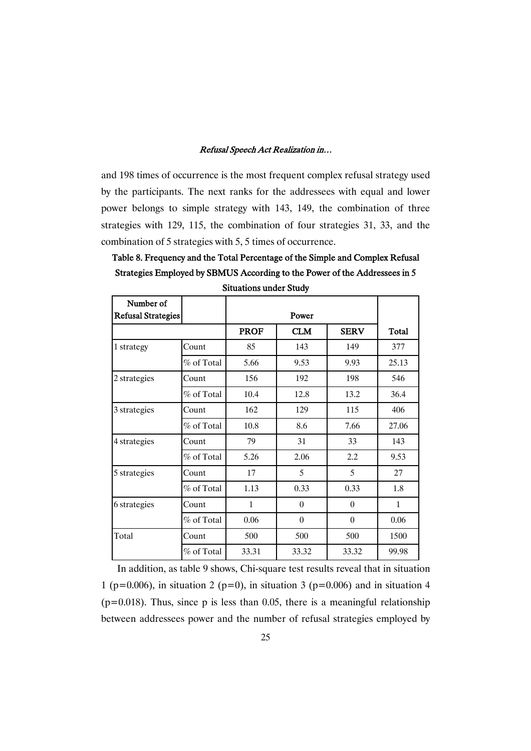and 198 times of occurrence is the most frequent complex refusal strategy used by the participants. The next ranks for the addressees with equal and lower power belongs to simple strategy with 143, 149, the combination of three strategies with 129, 115, the combination of four strategies 31, 33, and the combination of 5 strategies with 5, 5 times of occurrence.

**Table 8. Frequency and the Total Percentage of the Simple and Complex Refusal Strategies Employed by SBMUS According to the Power of the Addressees in 5 Situations under Study**

| Number of Refusal Strategies | | Power | | | |
|---|---|---|---|---|---|
| | | **PROF** | **CLM** | **SERV** | **Total** |
| 1 strategy | Count | 85 | 143 | 149 | 377 |
| | % of Total | 5.66 | 9.53 | 9.93 | 25.13 |
| 2 strategies | Count | 156 | 192 | 198 | 546 |
| | % of Total | 10.4 | 12.8 | 13.2 | 36.4 |
| 3 strategies | Count | 162 | 129 | 115 | 406 |
| | % of Total | 10.8 | 8.6 | 7.66 | 27.06 |
| 4 strategies | Count | 79 | 31 | 33 | 143 |
| | % of Total | 5.26 | 2.06 | 2.2 | 9.53 |
| 5 strategies | Count | 17 | 5 | 5 | 27 |
| | % of Total | 1.13 | 0.33 | 0.33 | 1.8 |
| 6 strategies | Count | 1 | 0 | 0 | 1 |
| | % of Total | 0.06 | 0 | 0 | 0.06 |
| Total | Count | 500 | 500 | 500 | 1500 |
| | % of Total | 33.31 | 33.32 | 33.32 | 99.98 |

In addition, as table 9 shows, Chi-square test results reveal that in situation 1 ($p=0.006$), in situation 2 ($p=0$), in situation 3 ($p=0.006$) and in situation 4 ($p=0.018$). Thus, since p is less than 0.05, there is a meaningful relationship between addressees power and the number of refusal strategies employed by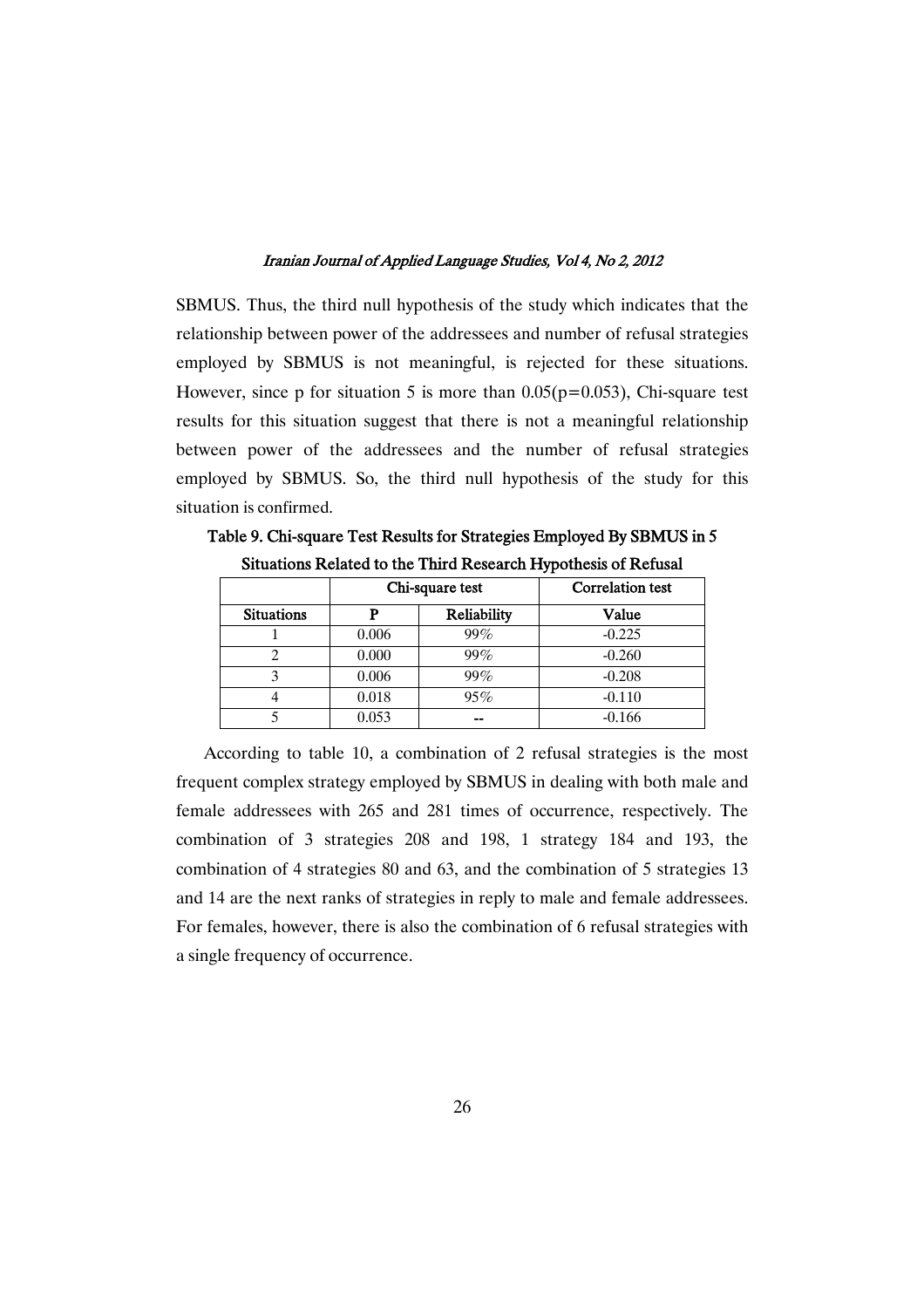SBMUS. Thus, the third null hypothesis of the study which indicates that the relationship between power of the addressees and number of refusal strategies employed by SBMUS is not meaningful, is rejected for these situations. However, since p for situation 5 is more than 0.05($p$=0.053), Chi-square test results for this situation suggest that there is not a meaningful relationship between power of the addressees and the number of refusal strategies employed by SBMUS. So, the third null hypothesis of the study for this situation is confirmed.

**Table 9. Chi-square Test Results for Strategies Employed By SBMUS in 5 Situations Related to the Third Research Hypothesis of Refusal**

| | Chi-square test | | Correlation test |
|---|---|---|---|
| **Situations** | **P** | **Reliability** | **Value** |
| 1 | 0.006 | 99% | -0.225 |
| 2 | 0.000 | 99% | -0.260 |
| 3 | 0.006 | 99% | -0.208 |
| 4 | 0.018 | 95% | -0.110 |
| 5 | 0.053 | -- | -0.166 |

According to table 10, a combination of 2 refusal strategies is the most frequent complex strategy employed by SBMUS in dealing with both male and female addressees with 265 and 281 times of occurrence, respectively. The combination of 3 strategies 208 and 198, 1 strategy 184 and 193, the combination of 4 strategies 80 and 63, and the combination of 5 strategies 13 and 14 are the next ranks of strategies in reply to male and female addressees. For females, however, there is also the combination of 6 refusal strategies with a single frequency of occurrence.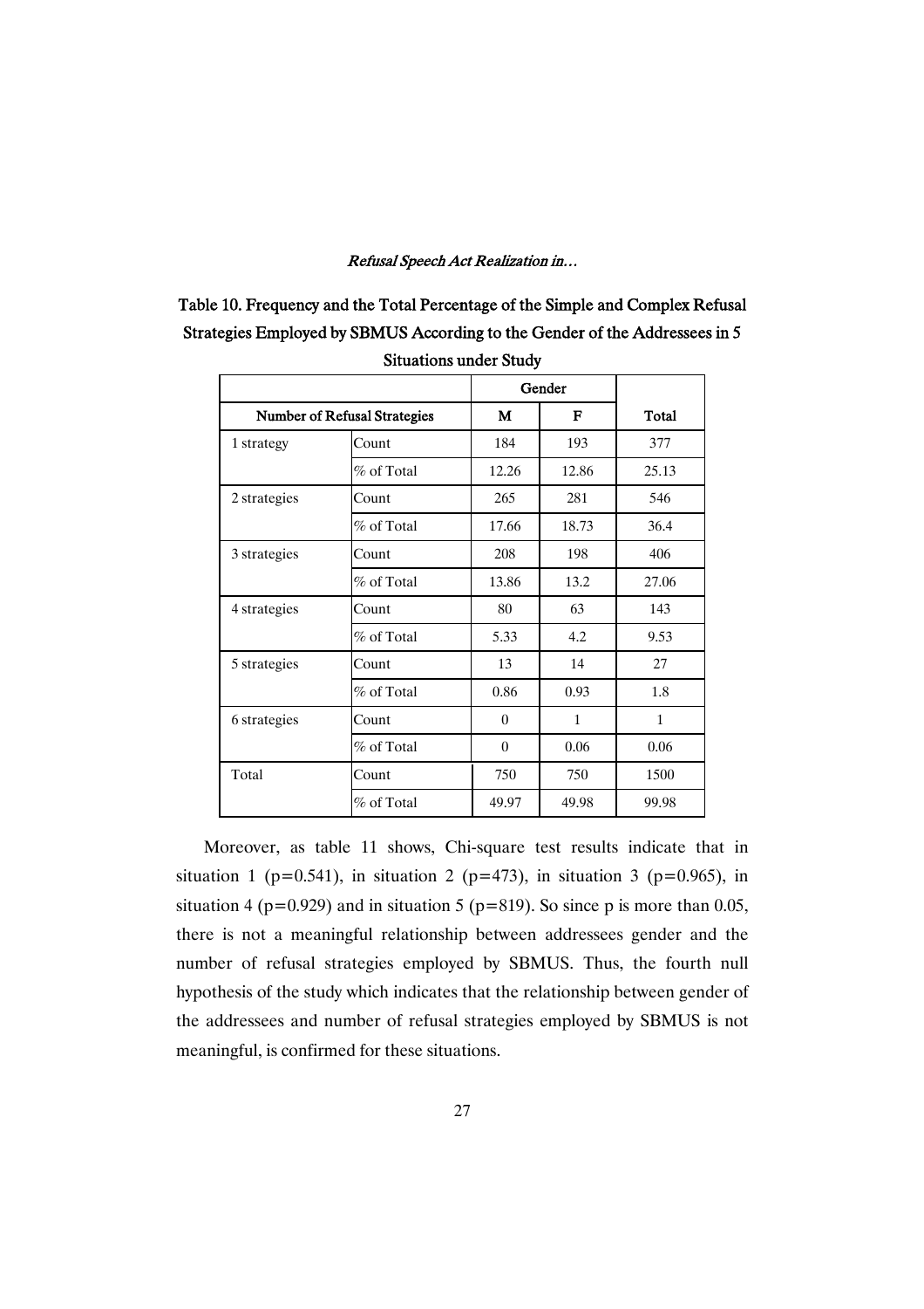**Table 10. Frequency and the Total Percentage of the Simple and Complex Refusal Strategies Employed by SBMUS According to the Gender of the Addressees in 5 Situations under Study**

| | | Gender | | |
|---|---|---|---|---|
| **Number of Refusal Strategies** | | **M** | **F** | **Total** |
| 1 strategy | Count | 184 | 193 | 377 |
| | % of Total | 12.26 | 12.86 | 25.13 |
| 2 strategies | Count | 265 | 281 | 546 |
| | % of Total | 17.66 | 18.73 | 36.4 |
| 3 strategies | Count | 208 | 198 | 406 |
| | % of Total | 13.86 | 13.2 | 27.06 |
| 4 strategies | Count | 80 | 63 | 143 |
| | % of Total | 5.33 | 4.2 | 9.53 |
| 5 strategies | Count | 13 | 14 | 27 |
| | % of Total | 0.86 | 0.93 | 1.8 |
| 6 strategies | Count | 0 | 1 | 1 |
| | % of Total | 0 | 0.06 | 0.06 |
| Total | Count | 750 | 750 | 1500 |
| | % of Total | 49.97 | 49.98 | 99.98 |

Moreover, as table 11 shows, Chi-square test results indicate that in situation 1 ($p=0.541$), in situation 2 ($p=473$), in situation 3 ($p=0.965$), in situation 4 ($p=0.929$) and in situation 5 ($p=819$). So since p is more than 0.05, there is not a meaningful relationship between addressees gender and the number of refusal strategies employed by SBMUS. Thus, the fourth null hypothesis of the study which indicates that the relationship between gender of the addressees and number of refusal strategies employed by SBMUS is not meaningful, is confirmed for these situations.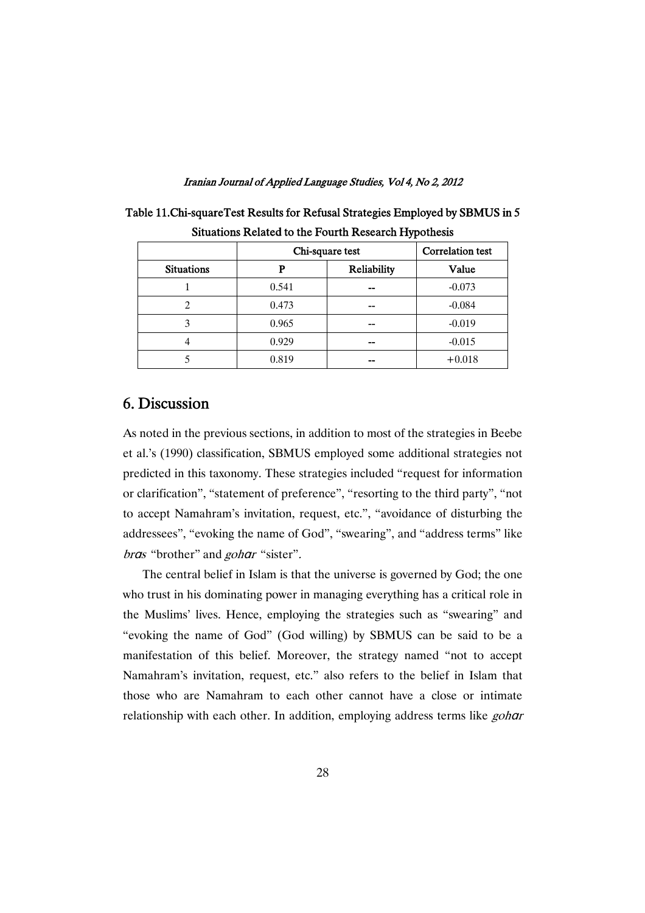Table 11.Chi-squareTest Results for Refusal Strategies Employed by SBMUS in 5 Situations Related to the Fourth Research Hypothesis

| | Chi-square test | | Correlation test |
|---|---|---|---|
| **Situations** | **P** | **Reliability** | **Value** |
| 1 | 0.541 | -- | -0.073 |
| 2 | 0.473 | -- | -0.084 |
| 3 | 0.965 | -- | -0.019 |
| 4 | 0.929 | -- | -0.015 |
| 5 | 0.819 | -- | +0.018 |

## 6. Discussion

As noted in the previous sections, in addition to most of the strategies in Beebe et al.'s (1990) classification, SBMUS employed some additional strategies not predicted in this taxonomy. These strategies included "request for information or clarification", "statement of preference", "resorting to the third party", "not to accept Namahram's invitation, request, etc.", "avoidance of disturbing the addressees", "evoking the name of God", "swearing", and "address terms" like *brɑs* "brother" and *gohɑr* "sister".

The central belief in Islam is that the universe is governed by God; the one who trust in his dominating power in managing everything has a critical role in the Muslims' lives. Hence, employing the strategies such as "swearing" and "evoking the name of God" (God willing) by SBMUS can be said to be a manifestation of this belief. Moreover, the strategy named "not to accept Namahram's invitation, request, etc." also refers to the belief in Islam that those who are Namahram to each other cannot have a close or intimate relationship with each other. In addition, employing address terms like *gohɑr*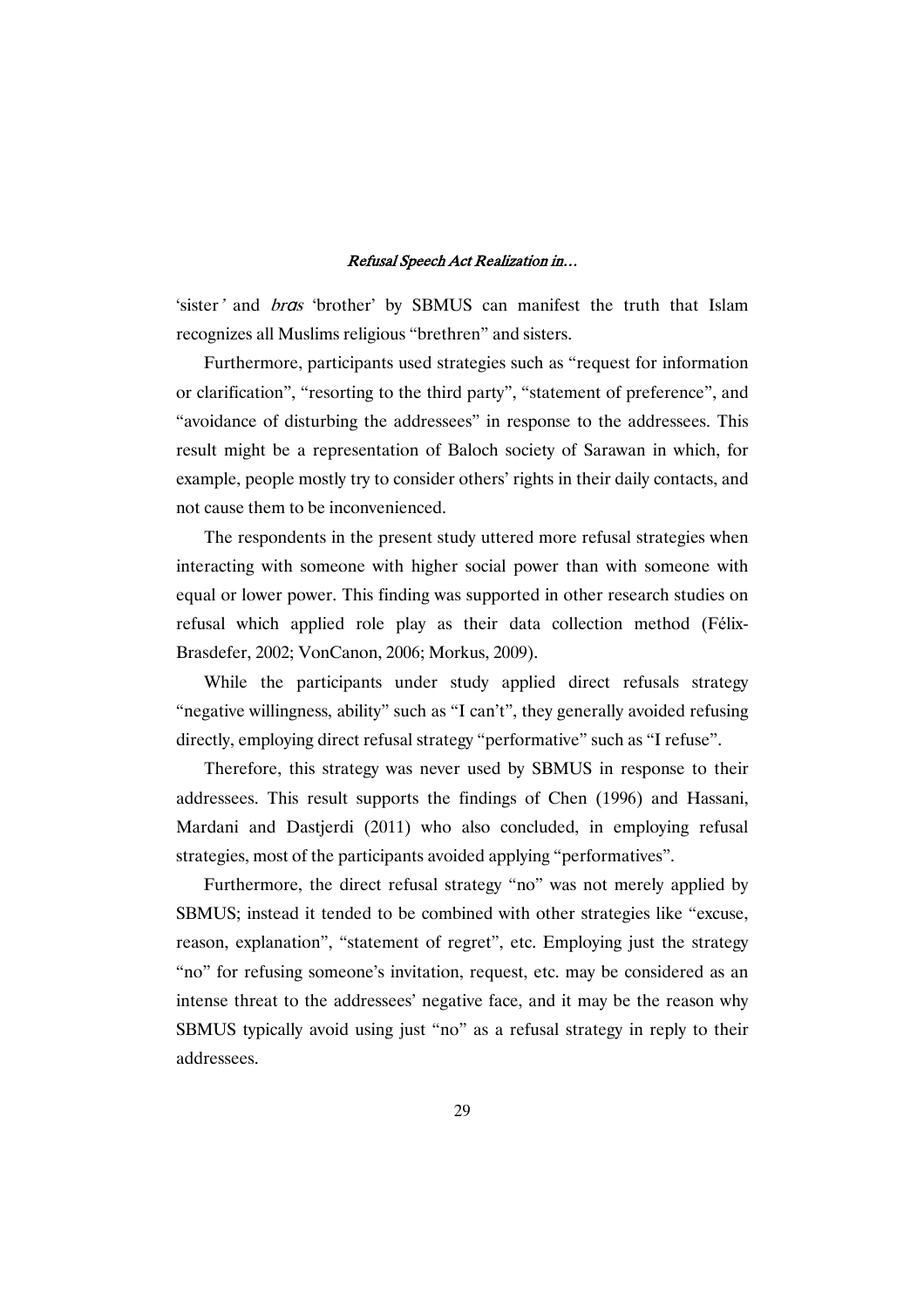'sister' and *brɑs* 'brother' by SBMUS can manifest the truth that Islam recognizes all Muslims religious "brethren" and sisters.

Furthermore, participants used strategies such as "request for information or clarification", "resorting to the third party", "statement of preference", and "avoidance of disturbing the addressees" in response to the addressees. This result might be a representation of Baloch society of Sarawan in which, for example, people mostly try to consider others' rights in their daily contacts, and not cause them to be inconvenienced.

The respondents in the present study uttered more refusal strategies when interacting with someone with higher social power than with someone with equal or lower power. This finding was supported in other research studies on refusal which applied role play as their data collection method (Félix-Brasdefer, 2002; VonCanon, 2006; Morkus, 2009).

While the participants under study applied direct refusals strategy "negative willingness, ability" such as "I can't", they generally avoided refusing directly, employing direct refusal strategy "performative" such as "I refuse".

Therefore, this strategy was never used by SBMUS in response to their addressees. This result supports the findings of Chen (1996) and Hassani, Mardani and Dastjerdi (2011) who also concluded, in employing refusal strategies, most of the participants avoided applying "performatives".

Furthermore, the direct refusal strategy "no" was not merely applied by SBMUS; instead it tended to be combined with other strategies like "excuse, reason, explanation", "statement of regret", etc. Employing just the strategy "no" for refusing someone's invitation, request, etc. may be considered as an intense threat to the addressees' negative face, and it may be the reason why SBMUS typically avoid using just "no" as a refusal strategy in reply to their addressees.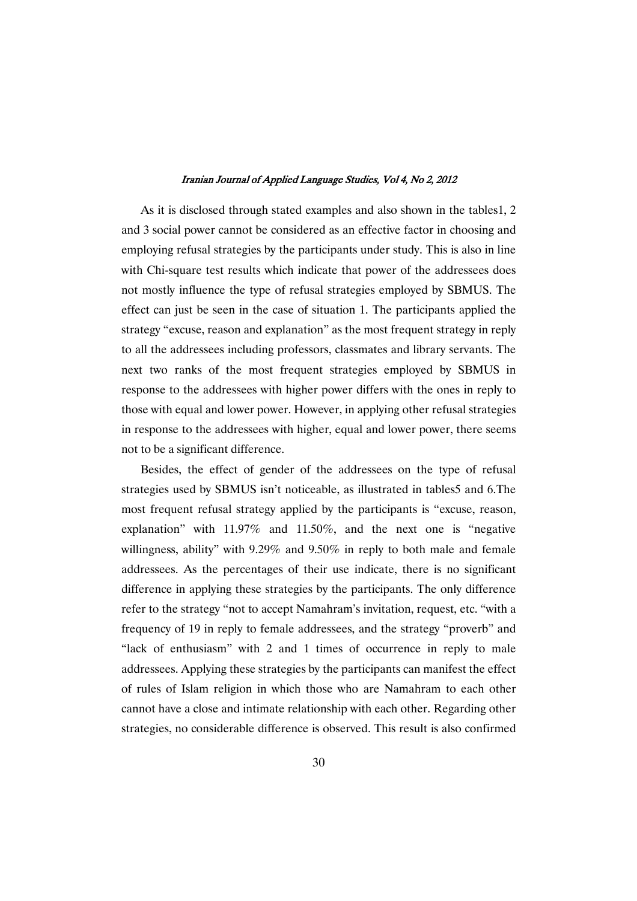As it is disclosed through stated examples and also shown in the tables1, 2 and 3 social power cannot be considered as an effective factor in choosing and employing refusal strategies by the participants under study. This is also in line with Chi-square test results which indicate that power of the addressees does not mostly influence the type of refusal strategies employed by SBMUS. The effect can just be seen in the case of situation 1. The participants applied the strategy "excuse, reason and explanation" as the most frequent strategy in reply to all the addressees including professors, classmates and library servants. The next two ranks of the most frequent strategies employed by SBMUS in response to the addressees with higher power differs with the ones in reply to those with equal and lower power. However, in applying other refusal strategies in response to the addressees with higher, equal and lower power, there seems not to be a significant difference.

Besides, the effect of gender of the addressees on the type of refusal strategies used by SBMUS isn't noticeable, as illustrated in tables5 and 6.The most frequent refusal strategy applied by the participants is "excuse, reason, explanation" with 11.97% and 11.50%, and the next one is "negative willingness, ability" with 9.29% and 9.50% in reply to both male and female addressees. As the percentages of their use indicate, there is no significant difference in applying these strategies by the participants. The only difference refer to the strategy "not to accept Namahram's invitation, request, etc. "with a frequency of 19 in reply to female addressees, and the strategy "proverb" and "lack of enthusiasm" with 2 and 1 times of occurrence in reply to male addressees. Applying these strategies by the participants can manifest the effect of rules of Islam religion in which those who are Namahram to each other cannot have a close and intimate relationship with each other. Regarding other strategies, no considerable difference is observed. This result is also confirmed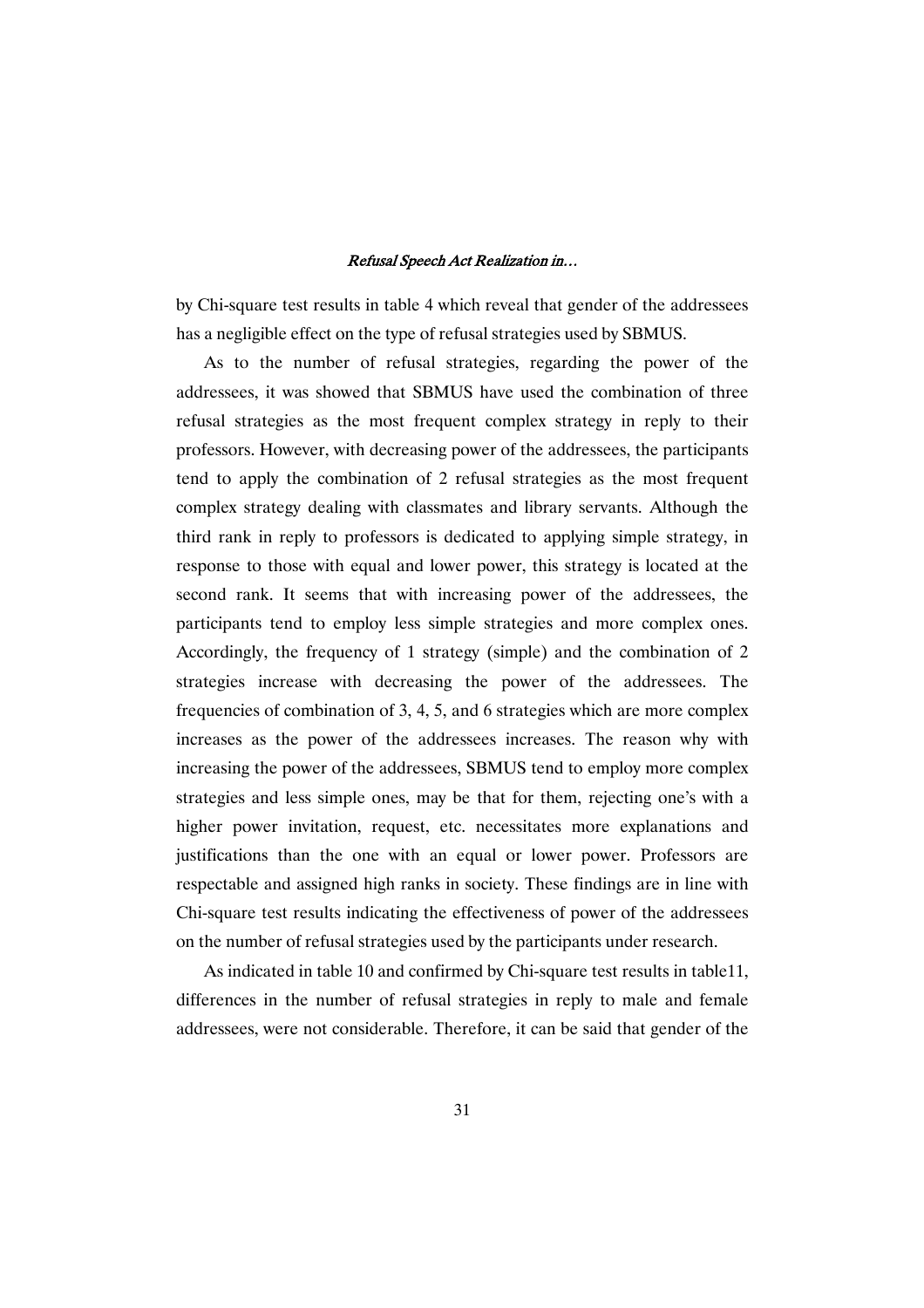by Chi-square test results in table 4 which reveal that gender of the addressees has a negligible effect on the type of refusal strategies used by SBMUS.

As to the number of refusal strategies, regarding the power of the addressees, it was showed that SBMUS have used the combination of three refusal strategies as the most frequent complex strategy in reply to their professors. However, with decreasing power of the addressees, the participants tend to apply the combination of 2 refusal strategies as the most frequent complex strategy dealing with classmates and library servants. Although the third rank in reply to professors is dedicated to applying simple strategy, in response to those with equal and lower power, this strategy is located at the second rank. It seems that with increasing power of the addressees, the participants tend to employ less simple strategies and more complex ones. Accordingly, the frequency of 1 strategy (simple) and the combination of 2 strategies increase with decreasing the power of the addressees. The frequencies of combination of 3, 4, 5, and 6 strategies which are more complex increases as the power of the addressees increases. The reason why with increasing the power of the addressees, SBMUS tend to employ more complex strategies and less simple ones, may be that for them, rejecting one's with a higher power invitation, request, etc. necessitates more explanations and justifications than the one with an equal or lower power. Professors are respectable and assigned high ranks in society. These findings are in line with Chi-square test results indicating the effectiveness of power of the addressees on the number of refusal strategies used by the participants under research.

As indicated in table 10 and confirmed by Chi-square test results in table11, differences in the number of refusal strategies in reply to male and female addressees, were not considerable. Therefore, it can be said that gender of the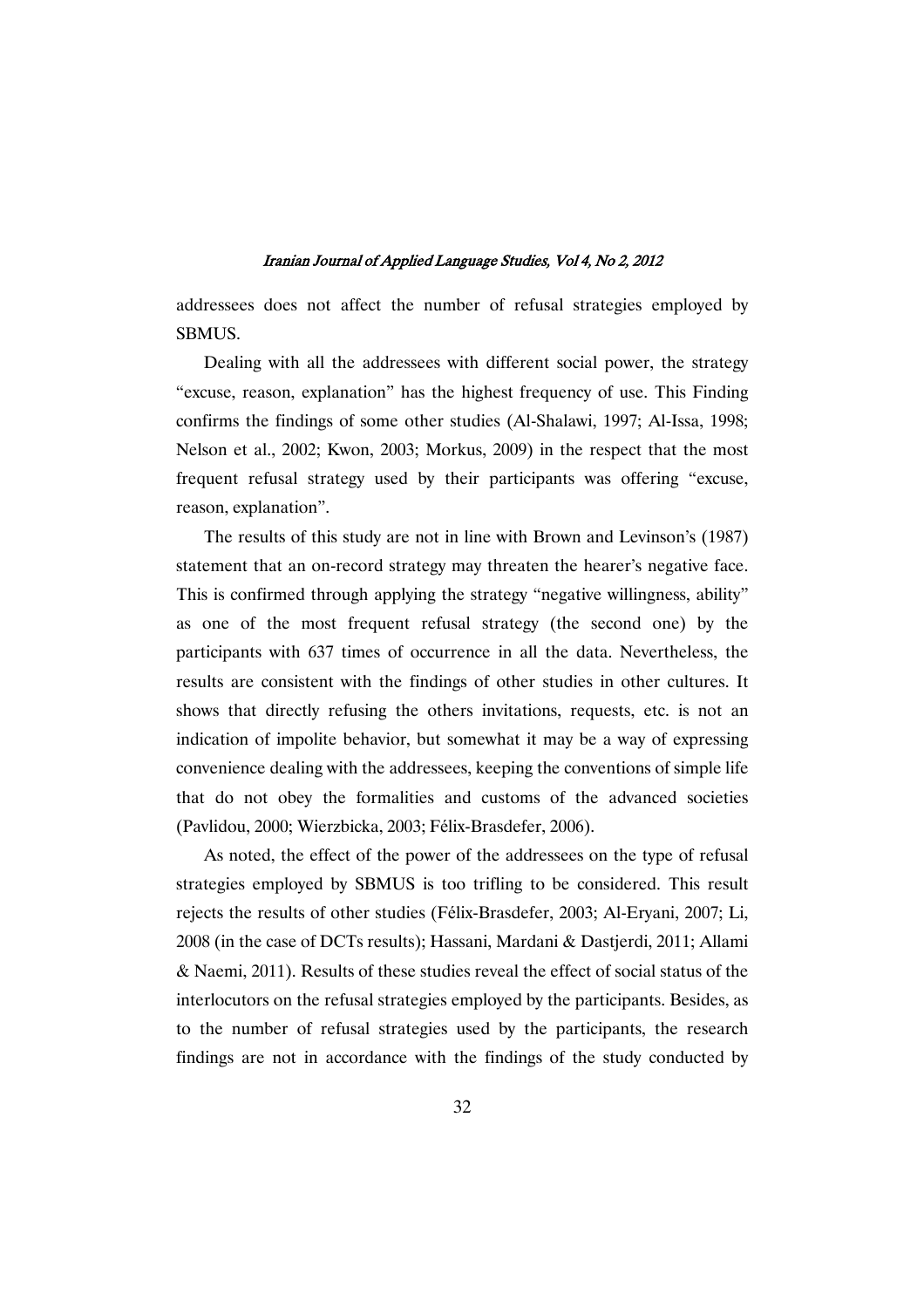addressees does not affect the number of refusal strategies employed by SBMUS.

Dealing with all the addressees with different social power, the strategy "excuse, reason, explanation" has the highest frequency of use. This Finding confirms the findings of some other studies (Al-Shalawi, 1997; Al-Issa, 1998; Nelson et al., 2002; Kwon, 2003; Morkus, 2009) in the respect that the most frequent refusal strategy used by their participants was offering "excuse, reason, explanation".

The results of this study are not in line with Brown and Levinson's (1987) statement that an on-record strategy may threaten the hearer's negative face. This is confirmed through applying the strategy "negative willingness, ability" as one of the most frequent refusal strategy (the second one) by the participants with 637 times of occurrence in all the data. Nevertheless, the results are consistent with the findings of other studies in other cultures. It shows that directly refusing the others invitations, requests, etc. is not an indication of impolite behavior, but somewhat it may be a way of expressing convenience dealing with the addressees, keeping the conventions of simple life that do not obey the formalities and customs of the advanced societies (Pavlidou, 2000; Wierzbicka, 2003; Félix-Brasdefer, 2006).

As noted, the effect of the power of the addressees on the type of refusal strategies employed by SBMUS is too trifling to be considered. This result rejects the results of other studies (Félix-Brasdefer, 2003; Al-Eryani, 2007; Li, 2008 (in the case of DCTs results); Hassani, Mardani & Dastjerdi, 2011; Allami & Naemi, 2011). Results of these studies reveal the effect of social status of the interlocutors on the refusal strategies employed by the participants. Besides, as to the number of refusal strategies used by the participants, the research findings are not in accordance with the findings of the study conducted by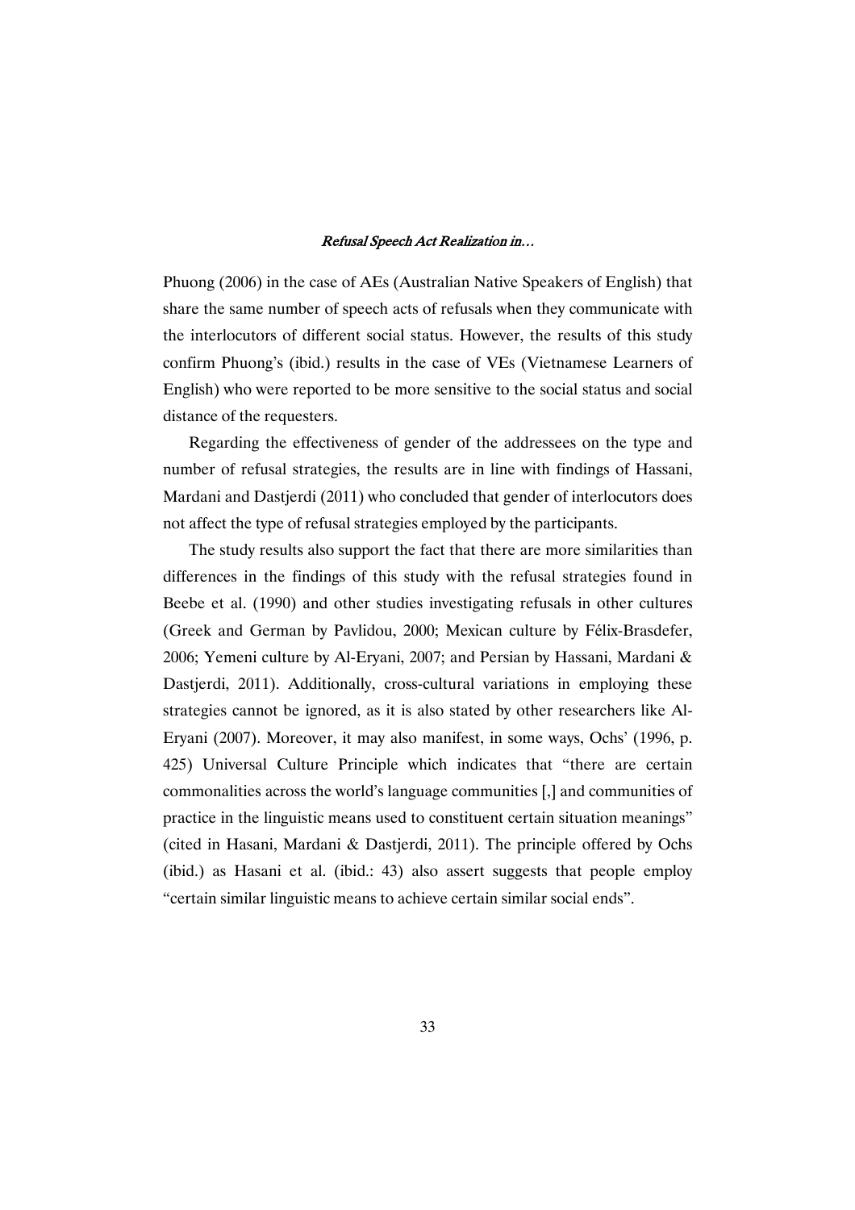Phuong (2006) in the case of AEs (Australian Native Speakers of English) that share the same number of speech acts of refusals when they communicate with the interlocutors of different social status. However, the results of this study confirm Phuong's (ibid.) results in the case of VEs (Vietnamese Learners of English) who were reported to be more sensitive to the social status and social distance of the requesters.

Regarding the effectiveness of gender of the addressees on the type and number of refusal strategies, the results are in line with findings of Hassani, Mardani and Dastjerdi (2011) who concluded that gender of interlocutors does not affect the type of refusal strategies employed by the participants.

The study results also support the fact that there are more similarities than differences in the findings of this study with the refusal strategies found in Beebe et al. (1990) and other studies investigating refusals in other cultures (Greek and German by Pavlidou, 2000; Mexican culture by Félix-Brasdefer, 2006; Yemeni culture by Al-Eryani, 2007; and Persian by Hassani, Mardani & Dastjerdi, 2011). Additionally, cross-cultural variations in employing these strategies cannot be ignored, as it is also stated by other researchers like Al-Eryani (2007). Moreover, it may also manifest, in some ways, Ochs' (1996, p. 425) Universal Culture Principle which indicates that "there are certain commonalities across the world's language communities [,] and communities of practice in the linguistic means used to constituent certain situation meanings" (cited in Hasani, Mardani & Dastjerdi, 2011). The principle offered by Ochs (ibid.) as Hasani et al. (ibid.: 43) also assert suggests that people employ "certain similar linguistic means to achieve certain similar social ends".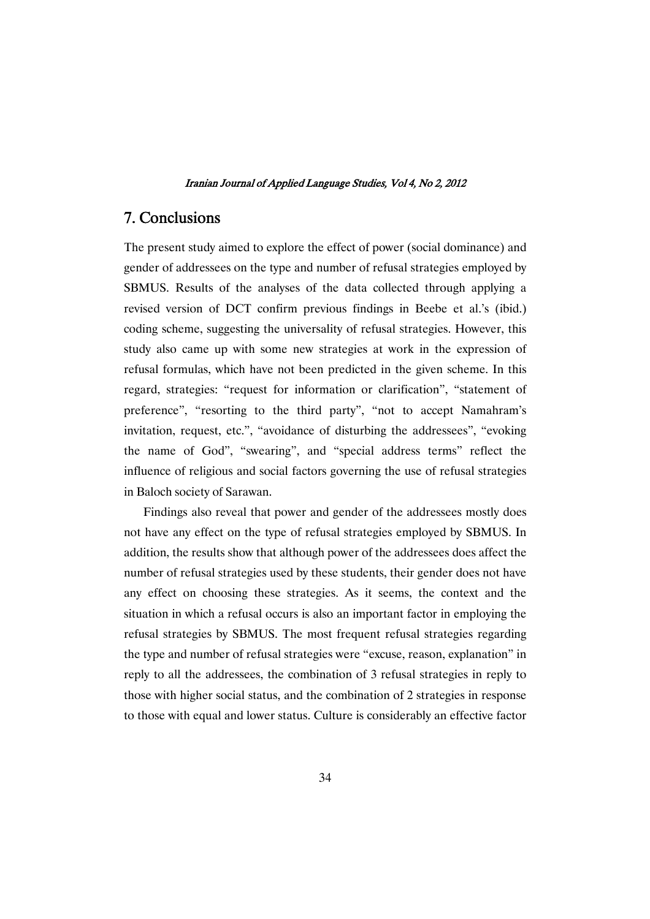## 7. Conclusions

The present study aimed to explore the effect of power (social dominance) and gender of addressees on the type and number of refusal strategies employed by SBMUS. Results of the analyses of the data collected through applying a revised version of DCT confirm previous findings in Beebe et al.'s (ibid.) coding scheme, suggesting the universality of refusal strategies. However, this study also came up with some new strategies at work in the expression of refusal formulas, which have not been predicted in the given scheme. In this regard, strategies: "request for information or clarification", "statement of preference", "resorting to the third party", "not to accept Namahram's invitation, request, etc.", "avoidance of disturbing the addressees", "evoking the name of God", "swearing", and "special address terms" reflect the influence of religious and social factors governing the use of refusal strategies in Baloch society of Sarawan.

Findings also reveal that power and gender of the addressees mostly does not have any effect on the type of refusal strategies employed by SBMUS. In addition, the results show that although power of the addressees does affect the number of refusal strategies used by these students, their gender does not have any effect on choosing these strategies. As it seems, the context and the situation in which a refusal occurs is also an important factor in employing the refusal strategies by SBMUS. The most frequent refusal strategies regarding the type and number of refusal strategies were "excuse, reason, explanation" in reply to all the addressees, the combination of 3 refusal strategies in reply to those with higher social status, and the combination of 2 strategies in response to those with equal and lower status. Culture is considerably an effective factor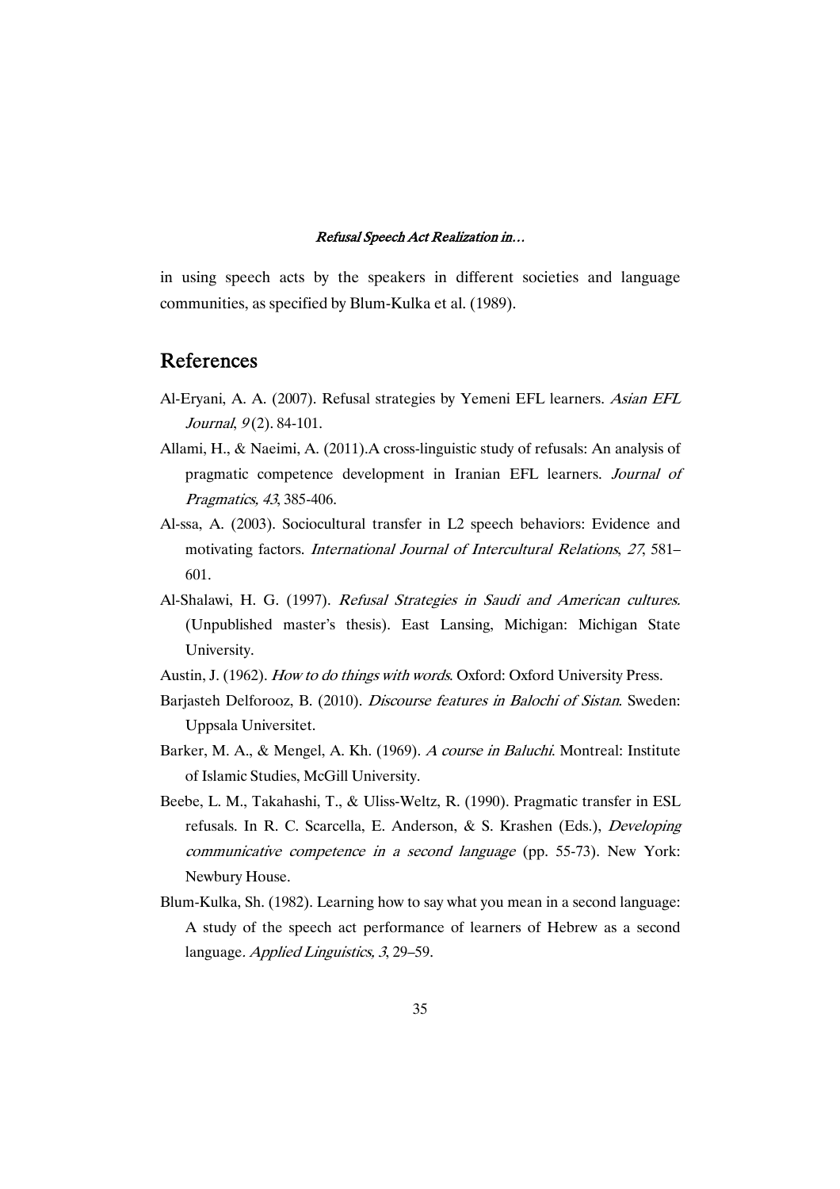in using speech acts by the speakers in different societies and language communities, as specified by Blum-Kulka et al. (1989).

## References

Al-Eryani, A. A. (2007). Refusal strategies by Yemeni EFL learners. *Asian EFL Journal*, *9* (2). 84-101.

Allami, H., & Naeimi, A. (2011).A cross-linguistic study of refusals: An analysis of pragmatic competence development in Iranian EFL learners. *Journal of Pragmatics, 43*, 385-406.

Al-ssa, A. (2003). Sociocultural transfer in L2 speech behaviors: Evidence and motivating factors. *International Journal of Intercultural Relations*, *27*, 581–601.

Al-Shalawi, H. G. (1997). *Refusal Strategies in Saudi and American cultures.* (Unpublished master's thesis). East Lansing, Michigan: Michigan State University.

Austin, J. (1962). *How to do things with words*. Oxford: Oxford University Press.

Barjasteh Delforooz, B. (2010). *Discourse features in Balochi of Sistan*. Sweden: Uppsala Universitet.

Barker, M. A., & Mengel, A. Kh. (1969). *A course in Baluchi*. Montreal: Institute of Islamic Studies, McGill University.

Beebe, L. M., Takahashi, T., & Uliss-Weltz, R. (1990). Pragmatic transfer in ESL refusals. In R. C. Scarcella, E. Anderson, & S. Krashen (Eds.), *Developing communicative competence in a second language* (pp. 55-73). New York: Newbury House.

Blum-Kulka, Sh. (1982). Learning how to say what you mean in a second language: A study of the speech act performance of learners of Hebrew as a second language. *Applied Linguistics, 3*, 29–59.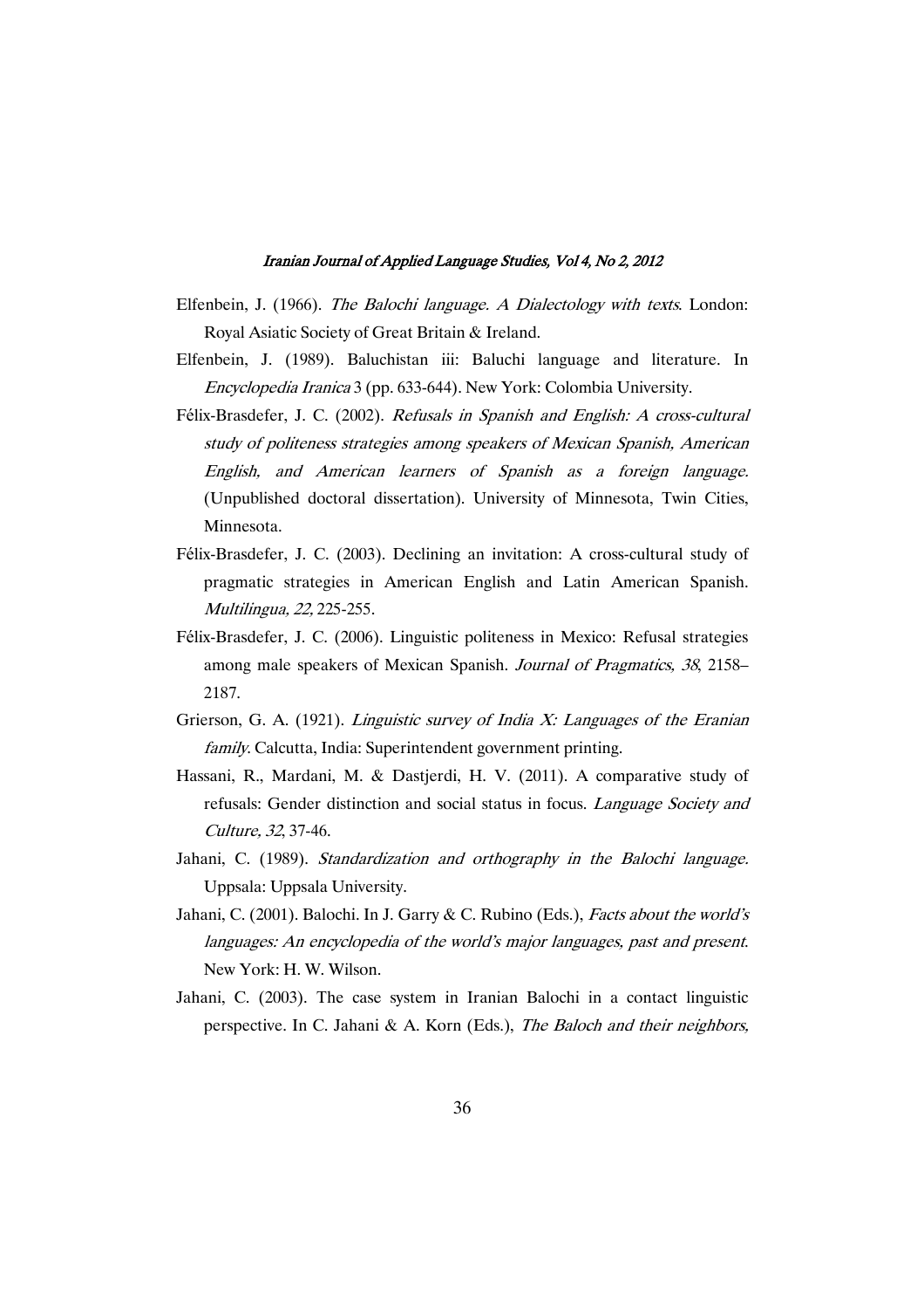Elfenbein, J. (1966). *The Balochi language. A Dialectology with texts*. London: Royal Asiatic Society of Great Britain & Ireland.

Elfenbein, J. (1989). Baluchistan iii: Baluchi language and literature. In *Encyclopedia Iranica* 3 (pp. 633-644). New York: Colombia University.

Félix-Brasdefer, J. C. (2002). *Refusals in Spanish and English: A cross-cultural study of politeness strategies among speakers of Mexican Spanish, American English, and American learners of Spanish as a foreign language.* (Unpublished doctoral dissertation). University of Minnesota, Twin Cities, Minnesota.

Félix-Brasdefer, J. C. (2003). Declining an invitation: A cross-cultural study of pragmatic strategies in American English and Latin American Spanish. *Multilingua, 22,* 225-255.

Félix-Brasdefer, J. C. (2006). Linguistic politeness in Mexico: Refusal strategies among male speakers of Mexican Spanish. *Journal of Pragmatics, 38*, 2158–2187.

Grierson, G. A. (1921). *Linguistic survey of India X: Languages of the Eranian family*. Calcutta, India: Superintendent government printing.

Hassani, R., Mardani, M. & Dastjerdi, H. V. (2011). A comparative study of refusals: Gender distinction and social status in focus. *Language Society and Culture, 32*, 37-46.

Jahani, C. (1989). *Standardization and orthography in the Balochi language.* Uppsala: Uppsala University.

Jahani, C. (2001). Balochi. In J. Garry & C. Rubino (Eds.), *Facts about the world's languages: An encyclopedia of the world's major languages, past and present.* New York: H. W. Wilson.

Jahani, C. (2003). The case system in Iranian Balochi in a contact linguistic perspective. In C. Jahani & A. Korn (Eds.), *The Baloch and their neighbors,*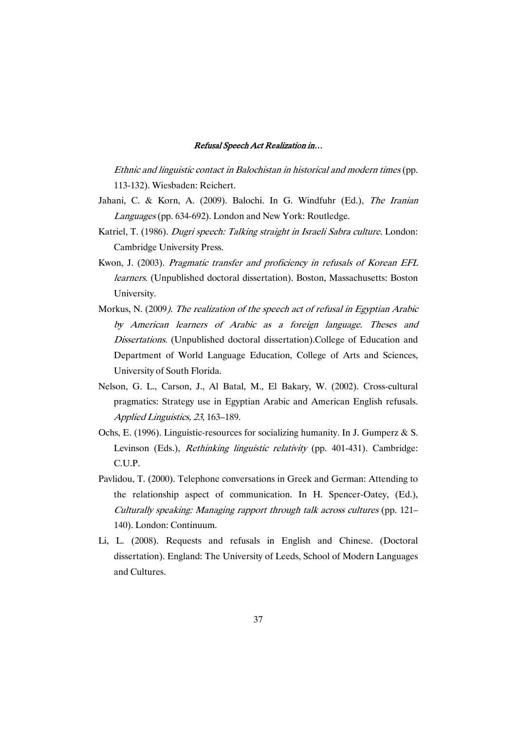*Ethnic and linguistic contact in Balochistan in historical and modern times* (pp. 113-132). Wiesbaden: Reichert.

Jahani, C. & Korn, A. (2009). Balochi. In G. Windfuhr (Ed.), *The Iranian Languages* (pp. 634-692). London and New York: Routledge.

Katriel, T. (1986). *Dugri speech: Talking straight in Israeli Sabra culture*. London: Cambridge University Press.

Kwon, J. (2003). *Pragmatic transfer and proficiency in refusals of Korean EFL learners*. (Unpublished doctoral dissertation). Boston, Massachusetts: Boston University.

Morkus, N. (2009*). The realization of the speech act of refusal in Egyptian Arabic by American learners of Arabic as a foreign language. Theses and Dissertations.* (Unpublished doctoral dissertation).College of Education and Department of World Language Education, College of Arts and Sciences, University of South Florida.

Nelson, G. L., Carson, J., Al Batal, M., El Bakary, W. (2002). Cross-cultural pragmatics: Strategy use in Egyptian Arabic and American English refusals. *Applied Linguistics, 23*, 163–189.

Ochs, E. (1996). Linguistic-resources for socializing humanity. In J. Gumperz & S. Levinson (Eds.), *Rethinking linguistic relativity* (pp. 401-431). Cambridge: C.U.P.

Pavlidou, T. (2000). Telephone conversations in Greek and German: Attending to the relationship aspect of communication. In H. Spencer-Oatey, (Ed.), *Culturally speaking: Managing rapport through talk across cultures* (pp. 121–140). London: Continuum.

Li, L. (2008). Requests and refusals in English and Chinese. (Doctoral dissertation). England: The University of Leeds, School of Modern Languages and Cultures.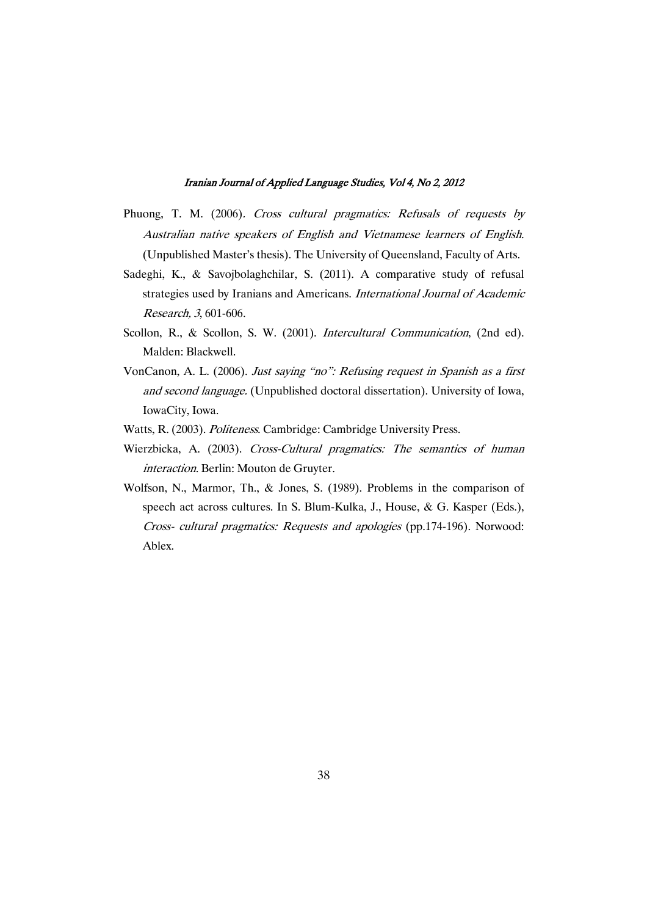Phuong, T. M. (2006). *Cross cultural pragmatics: Refusals of requests by Australian native speakers of English and Vietnamese learners of English*. (Unpublished Master's thesis). The University of Queensland, Faculty of Arts.

Sadeghi, K., & Savojbolaghchilar, S. (2011). A comparative study of refusal strategies used by Iranians and Americans. *International Journal of Academic Research, 3*, 601-606.

Scollon, R., & Scollon, S. W. (2001). *Intercultural Communication*, (2nd ed). Malden: Blackwell.

VonCanon, A. L. (2006). *Just saying "no": Refusing request in Spanish as a first and second language*. (Unpublished doctoral dissertation). University of Iowa, IowaCity, Iowa.

Watts, R. (2003). *Politeness*. Cambridge: Cambridge University Press.

Wierzbicka, A. (2003). *Cross-Cultural pragmatics: The semantics of human interaction*. Berlin: Mouton de Gruyter.

Wolfson, N., Marmor, Th., & Jones, S. (1989). Problems in the comparison of speech act across cultures. In S. Blum-Kulka, J., House, & G. Kasper (Eds.), *Cross- cultural pragmatics: Requests and apologies* (pp.174-196). Norwood: Ablex.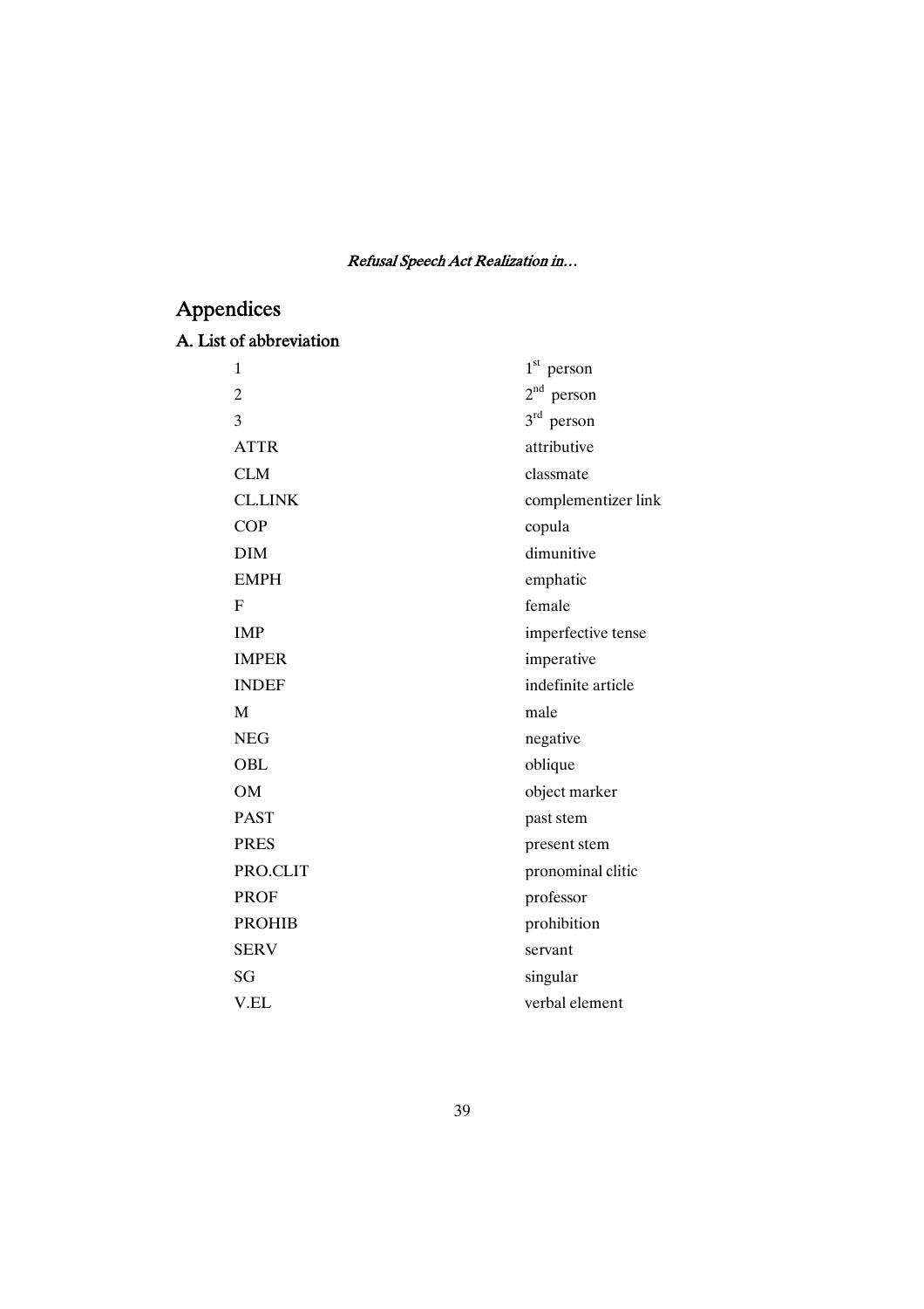# Appendices

## A. List of abbreviation

| | |
|---|---|
| 1 | $1^{st}$ person |
| 2 | $2^{nd}$ person |
| 3 | $3^{rd}$ person |
| ATTR | attributive |
| CLM | classmate |
| CL.LINK | complementizer link |
| COP | copula |
| DIM | dimunitive |
| EMPH | emphatic |
| F | female |
| IMP | imperfective tense |
| IMPER | imperative |
| INDEF | indefinite article |
| M | male |
| NEG | negative |
| OBL | oblique |
| OM | object marker |
| PAST | past stem |
| PRES | present stem |
| PRO.CLIT | pronominal clitic |
| PROF | professor |
| PROHIB | prohibition |
| SERV | servant |
| SG | singular |
| V.EL | verbal element |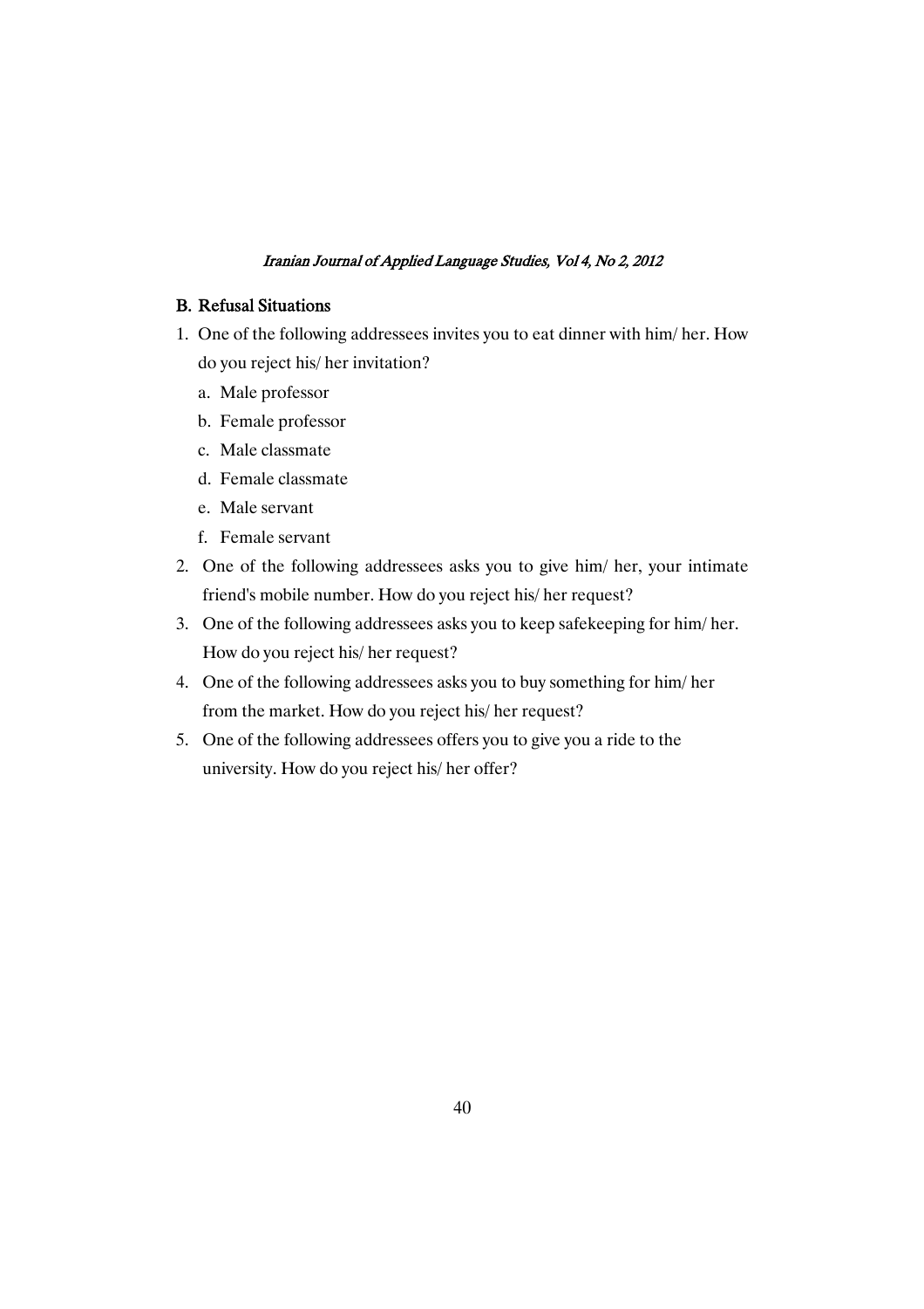## B. Refusal Situations

1. One of the following addressees invites you to eat dinner with him/ her. How do you reject his/ her invitation?
   a. Male professor
   b. Female professor
   c. Male classmate
   d. Female classmate
   e. Male servant
   f. Female servant
2. One of the following addressees asks you to give him/ her, your intimate friend's mobile number. How do you reject his/ her request?
3. One of the following addressees asks you to keep safekeeping for him/ her. How do you reject his/ her request?
4. One of the following addressees asks you to buy something for him/ her from the market. How do you reject his/ her request?
5. One of the following addressees offers you to give you a ride to the university. How do you reject his/ her offer?